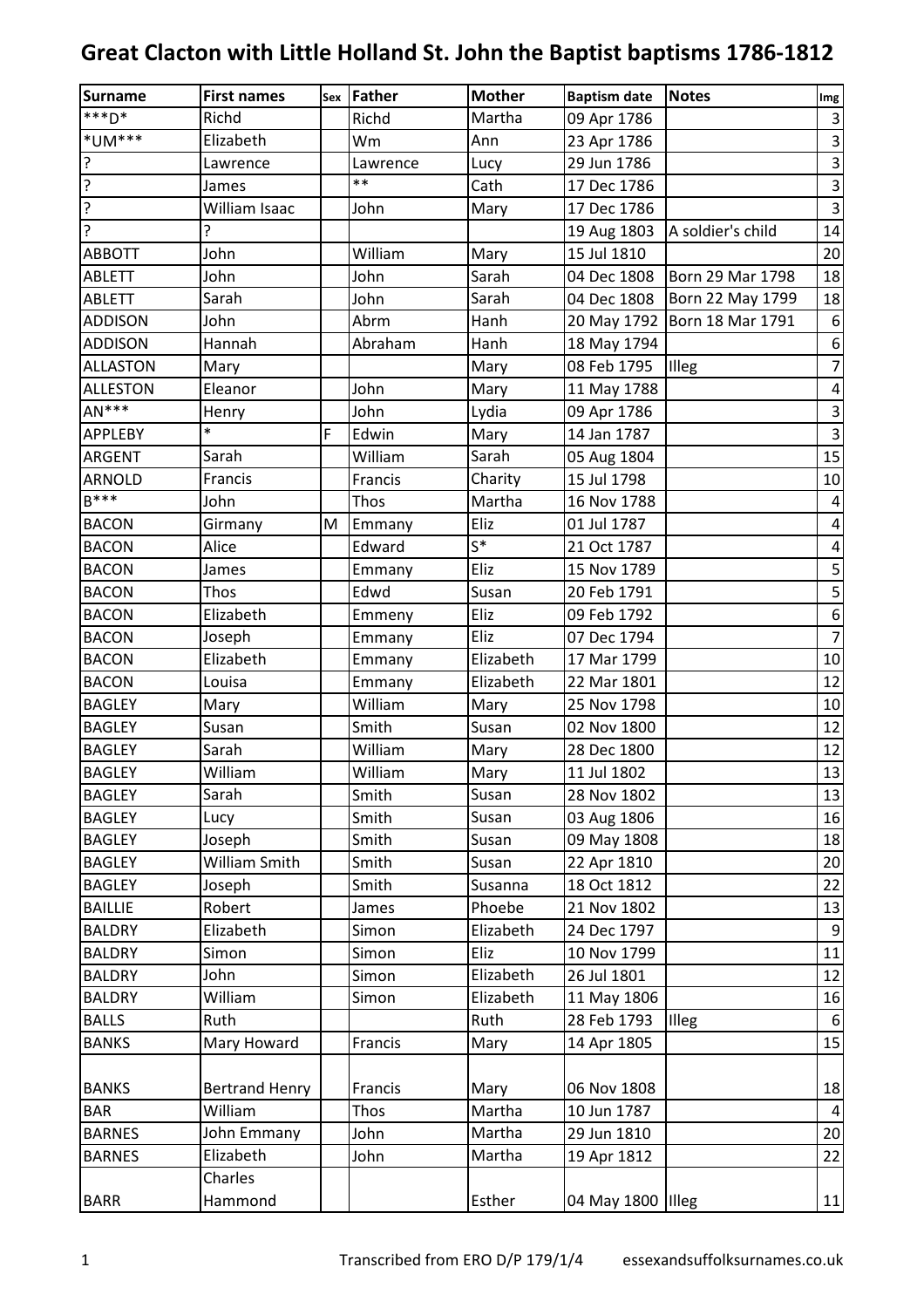# Great Clacton with Little Holland St. John the Baptist baptisms 1786-1812

| Surname | First names | Sex | Father | Mother | Baptism date | Notes | Img |
|---|---|---|---|---|---|---|---|
| ***D* | Richd | | Richd | Martha | 09 Apr 1786 | | 3 |
| *UM*** | Elizabeth | | Wm | Ann | 23 Apr 1786 | | 3 |
| ? | Lawrence | | Lawrence | Lucy | 29 Jun 1786 | | 3 |
| ? | James | | ** | Cath | 17 Dec 1786 | | 3 |
| ? | William Isaac | | John | Mary | 17 Dec 1786 | | 3 |
| ? | ? | | | | 19 Aug 1803 | A soldier's child | 14 |
| ABBOTT | John | | William | Mary | 15 Jul 1810 | | 20 |
| ABLETT | John | | John | Sarah | 04 Dec 1808 | Born 29 Mar 1798 | 18 |
| ABLETT | Sarah | | John | Sarah | 04 Dec 1808 | Born 22 May 1799 | 18 |
| ADDISON | John | | Abrm | Hanh | 20 May 1792 | Born 18 Mar 1791 | 6 |
| ADDISON | Hannah | | Abraham | Hanh | 18 May 1794 | | 6 |
| ALLASTON | Mary | | | Mary | 08 Feb 1795 | Illeg | 7 |
| ALLESTON | Eleanor | | John | Mary | 11 May 1788 | | 4 |
| AN*** | Henry | | John | Lydia | 09 Apr 1786 | | 3 |
| APPLEBY | * | F | Edwin | Mary | 14 Jan 1787 | | 3 |
| ARGENT | Sarah | | William | Sarah | 05 Aug 1804 | | 15 |
| ARNOLD | Francis | | Francis | Charity | 15 Jul 1798 | | 10 |
| B*** | John | | Thos | Martha | 16 Nov 1788 | | 4 |
| BACON | Girmany | M | Emmany | Eliz | 01 Jul 1787 | | 4 |
| BACON | Alice | | Edward | S* | 21 Oct 1787 | | 4 |
| BACON | James | | Emmany | Eliz | 15 Nov 1789 | | 5 |
| BACON | Thos | | Edwd | Susan | 20 Feb 1791 | | 5 |
| BACON | Elizabeth | | Emmeny | Eliz | 09 Feb 1792 | | 6 |
| BACON | Joseph | | Emmany | Eliz | 07 Dec 1794 | | 7 |
| BACON | Elizabeth | | Emmany | Elizabeth | 17 Mar 1799 | | 10 |
| BACON | Louisa | | Emmany | Elizabeth | 22 Mar 1801 | | 12 |
| BAGLEY | Mary | | William | Mary | 25 Nov 1798 | | 10 |
| BAGLEY | Susan | | Smith | Susan | 02 Nov 1800 | | 12 |
| BAGLEY | Sarah | | William | Mary | 28 Dec 1800 | | 12 |
| BAGLEY | William | | William | Mary | 11 Jul 1802 | | 13 |
| BAGLEY | Sarah | | Smith | Susan | 28 Nov 1802 | | 13 |
| BAGLEY | Lucy | | Smith | Susan | 03 Aug 1806 | | 16 |
| BAGLEY | Joseph | | Smith | Susan | 09 May 1808 | | 18 |
| BAGLEY | William Smith | | Smith | Susan | 22 Apr 1810 | | 20 |
| BAGLEY | Joseph | | Smith | Susanna | 18 Oct 1812 | | 22 |
| BAILLIE | Robert | | James | Phoebe | 21 Nov 1802 | | 13 |
| BALDRY | Elizabeth | | Simon | Elizabeth | 24 Dec 1797 | | 9 |
| BALDRY | Simon | | Simon | Eliz | 10 Nov 1799 | | 11 |
| BALDRY | John | | Simon | Elizabeth | 26 Jul 1801 | | 12 |
| BALDRY | William | | Simon | Elizabeth | 11 May 1806 | | 16 |
| BALLS | Ruth | | | Ruth | 28 Feb 1793 | Illeg | 6 |
| BANKS | Mary Howard | | Francis | Mary | 14 Apr 1805 | | 15 |
| BANKS | Bertrand Henry | | Francis | Mary | 06 Nov 1808 | | 18 |
| BAR | William | | Thos | Martha | 10 Jun 1787 | | 4 |
| BARNES | John Emmany | | John | Martha | 29 Jun 1810 | | 20 |
| BARNES | Elizabeth | | John | Martha | 19 Apr 1812 | | 22 |
| BARR | Charles Hammond | | | Esther | 04 May 1800 | Illeg | 11 |

Transcribed from ERO D/P 179/1/4 essexandsuffolksurnames.co.uk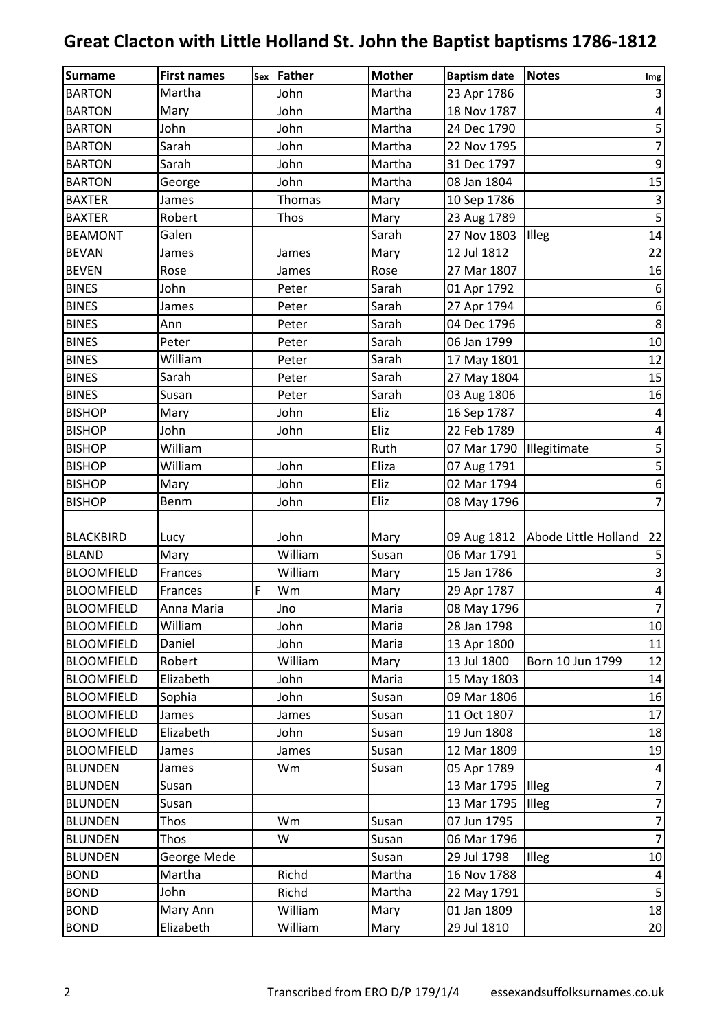# Great Clacton with Little Holland St. John the Baptist baptisms 1786-1812

| Surname | First names | Sex | Father | Mother | Baptism date | Notes | Img |
|---|---|---|---|---|---|---|---|
| BARTON | Martha | | John | Martha | 23 Apr 1786 | | 3 |
| BARTON | Mary | | John | Martha | 18 Nov 1787 | | 4 |
| BARTON | John | | John | Martha | 24 Dec 1790 | | 5 |
| BARTON | Sarah | | John | Martha | 22 Nov 1795 | | 7 |
| BARTON | Sarah | | John | Martha | 31 Dec 1797 | | 9 |
| BARTON | George | | John | Martha | 08 Jan 1804 | | 15 |
| BAXTER | James | | Thomas | Mary | 10 Sep 1786 | | 3 |
| BAXTER | Robert | | Thos | Mary | 23 Aug 1789 | | 5 |
| BEAMONT | Galen | | | Sarah | 27 Nov 1803 | Illeg | 14 |
| BEVAN | James | | James | Mary | 12 Jul 1812 | | 22 |
| BEVEN | Rose | | James | Rose | 27 Mar 1807 | | 16 |
| BINES | John | | Peter | Sarah | 01 Apr 1792 | | 6 |
| BINES | James | | Peter | Sarah | 27 Apr 1794 | | 6 |
| BINES | Ann | | Peter | Sarah | 04 Dec 1796 | | 8 |
| BINES | Peter | | Peter | Sarah | 06 Jan 1799 | | 10 |
| BINES | William | | Peter | Sarah | 17 May 1801 | | 12 |
| BINES | Sarah | | Peter | Sarah | 27 May 1804 | | 15 |
| BINES | Susan | | Peter | Sarah | 03 Aug 1806 | | 16 |
| BISHOP | Mary | | John | Eliz | 16 Sep 1787 | | 4 |
| BISHOP | John | | John | Eliz | 22 Feb 1789 | | 4 |
| BISHOP | William | | | Ruth | 07 Mar 1790 | Illegitimate | 5 |
| BISHOP | William | | John | Eliza | 07 Aug 1791 | | 5 |
| BISHOP | Mary | | John | Eliz | 02 Mar 1794 | | 6 |
| BISHOP | Benm | | John | Eliz | 08 May 1796 | | 7 |
| BLACKBIRD | Lucy | | John | Mary | 09 Aug 1812 | Abode Little Holland | 22 |
| BLAND | Mary | | William | Susan | 06 Mar 1791 | | 5 |
| BLOOMFIELD | Frances | | William | Mary | 15 Jan 1786 | | 3 |
| BLOOMFIELD | Frances | F | Wm | Mary | 29 Apr 1787 | | 4 |
| BLOOMFIELD | Anna Maria | | Jno | Maria | 08 May 1796 | | 7 |
| BLOOMFIELD | William | | John | Maria | 28 Jan 1798 | | 10 |
| BLOOMFIELD | Daniel | | John | Maria | 13 Apr 1800 | | 11 |
| BLOOMFIELD | Robert | | William | Mary | 13 Jul 1800 | Born 10 Jun 1799 | 12 |
| BLOOMFIELD | Elizabeth | | John | Maria | 15 May 1803 | | 14 |
| BLOOMFIELD | Sophia | | John | Susan | 09 Mar 1806 | | 16 |
| BLOOMFIELD | James | | James | Susan | 11 Oct 1807 | | 17 |
| BLOOMFIELD | Elizabeth | | John | Susan | 19 Jun 1808 | | 18 |
| BLOOMFIELD | James | | James | Susan | 12 Mar 1809 | | 19 |
| BLUNDEN | James | | Wm | Susan | 05 Apr 1789 | | 4 |
| BLUNDEN | Susan | | | | 13 Mar 1795 | Illeg | 7 |
| BLUNDEN | Susan | | | | 13 Mar 1795 | Illeg | 7 |
| BLUNDEN | Thos | | Wm | Susan | 07 Jun 1795 | | 7 |
| BLUNDEN | Thos | | W | Susan | 06 Mar 1796 | | 7 |
| BLUNDEN | George Mede | | | Susan | 29 Jul 1798 | Illeg | 10 |
| BOND | Martha | | Richd | Martha | 16 Nov 1788 | | 4 |
| BOND | John | | Richd | Martha | 22 May 1791 | | 5 |
| BOND | Mary Ann | | William | Mary | 01 Jan 1809 | | 18 |
| BOND | Elizabeth | | William | Mary | 29 Jul 1810 | | 20 |

Transcribed from ERO D/P 179/1/4 essexandsuffolksurnames.co.uk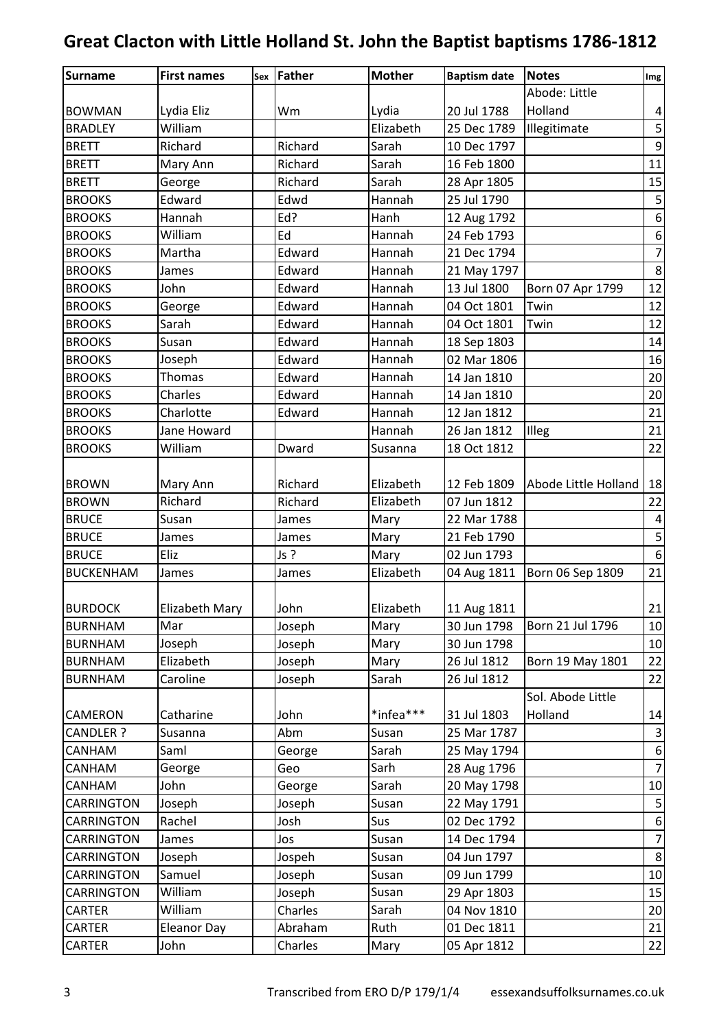# Great Clacton with Little Holland St. John the Baptist baptisms 1786-1812

| Surname | First names | Sex | Father | Mother | Baptism date | Notes | Img |
|---|---|---|---|---|---|---|---|
| BOWMAN | Lydia Eliz | | Wm | Lydia | 20 Jul 1788 | Abode: Little Holland | 4 |
| BRADLEY | William | | | Elizabeth | 25 Dec 1789 | Illegitimate | 5 |
| BRETT | Richard | | Richard | Sarah | 10 Dec 1797 | | 9 |
| BRETT | Mary Ann | | Richard | Sarah | 16 Feb 1800 | | 11 |
| BRETT | George | | Richard | Sarah | 28 Apr 1805 | | 15 |
| BROOKS | Edward | | Edwd | Hannah | 25 Jul 1790 | | 5 |
| BROOKS | Hannah | | Ed? | Hanh | 12 Aug 1792 | | 6 |
| BROOKS | William | | Ed | Hannah | 24 Feb 1793 | | 6 |
| BROOKS | Martha | | Edward | Hannah | 21 Dec 1794 | | 7 |
| BROOKS | James | | Edward | Hannah | 21 May 1797 | | 8 |
| BROOKS | John | | Edward | Hannah | 13 Jul 1800 | Born 07 Apr 1799 | 12 |
| BROOKS | George | | Edward | Hannah | 04 Oct 1801 | Twin | 12 |
| BROOKS | Sarah | | Edward | Hannah | 04 Oct 1801 | Twin | 12 |
| BROOKS | Susan | | Edward | Hannah | 18 Sep 1803 | | 14 |
| BROOKS | Joseph | | Edward | Hannah | 02 Mar 1806 | | 16 |
| BROOKS | Thomas | | Edward | Hannah | 14 Jan 1810 | | 20 |
| BROOKS | Charles | | Edward | Hannah | 14 Jan 1810 | | 20 |
| BROOKS | Charlotte | | Edward | Hannah | 12 Jan 1812 | | 21 |
| BROOKS | Jane Howard | | | Hannah | 26 Jan 1812 | Illeg | 21 |
| BROOKS | William | | Dward | Susanna | 18 Oct 1812 | | 22 |
| BROWN | Mary Ann | | Richard | Elizabeth | 12 Feb 1809 | Abode Little Holland | 18 |
| BROWN | Richard | | Richard | Elizabeth | 07 Jun 1812 | | 22 |
| BRUCE | Susan | | James | Mary | 22 Mar 1788 | | 4 |
| BRUCE | James | | James | Mary | 21 Feb 1790 | | 5 |
| BRUCE | Eliz | | Js ? | Mary | 02 Jun 1793 | | 6 |
| BUCKENHAM | James | | James | Elizabeth | 04 Aug 1811 | Born 06 Sep 1809 | 21 |
| BURDOCK | Elizabeth Mary | | John | Elizabeth | 11 Aug 1811 | | 21 |
| BURNHAM | Mar | | Joseph | Mary | 30 Jun 1798 | Born 21 Jul 1796 | 10 |
| BURNHAM | Joseph | | Joseph | Mary | 30 Jun 1798 | | 10 |
| BURNHAM | Elizabeth | | Joseph | Mary | 26 Jul 1812 | Born 19 May 1801 | 22 |
| BURNHAM | Caroline | | Joseph | Sarah | 26 Jul 1812 | | 22 |
| CAMERON | Catharine | | John | *infea*** | 31 Jul 1803 | Sol. Abode Little Holland | 14 |
| CANDLER ? | Susanna | | Abm | Susan | 25 Mar 1787 | | 3 |
| CANHAM | Saml | | George | Sarah | 25 May 1794 | | 6 |
| CANHAM | George | | Geo | Sarh | 28 Aug 1796 | | 7 |
| CANHAM | John | | George | Sarah | 20 May 1798 | | 10 |
| CARRINGTON | Joseph | | Joseph | Susan | 22 May 1791 | | 5 |
| CARRINGTON | Rachel | | Josh | Sus | 02 Dec 1792 | | 6 |
| CARRINGTON | James | | Jos | Susan | 14 Dec 1794 | | 7 |
| CARRINGTON | Joseph | | Jospeh | Susan | 04 Jun 1797 | | 8 |
| CARRINGTON | Samuel | | Joseph | Susan | 09 Jun 1799 | | 10 |
| CARRINGTON | William | | Joseph | Susan | 29 Apr 1803 | | 15 |
| CARTER | William | | Charles | Sarah | 04 Nov 1810 | | 20 |
| CARTER | Eleanor Day | | Abraham | Ruth | 01 Dec 1811 | | 21 |
| CARTER | John | | Charles | Mary | 05 Apr 1812 | | 22 |

Transcribed from ERO D/P 179/1/4 essexandsuffolksurnames.co.uk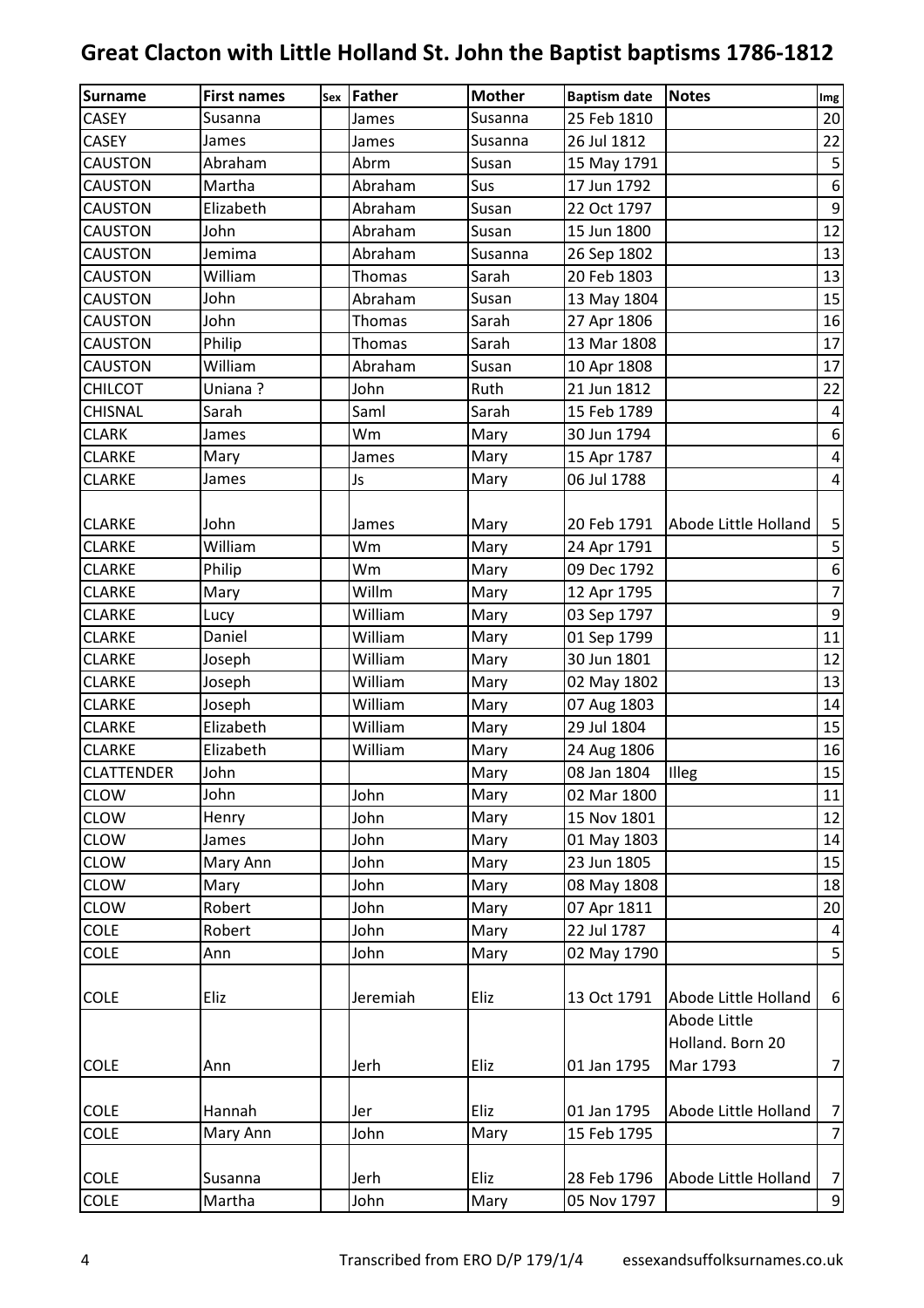# Great Clacton with Little Holland St. John the Baptist baptisms 1786-1812

| Surname | First names | Sex | Father | Mother | Baptism date | Notes | Img |
|---|---|---|---|---|---|---|---|
| CASEY | Susanna | | James | Susanna | 25 Feb 1810 | | 20 |
| CASEY | James | | James | Susanna | 26 Jul 1812 | | 22 |
| CAUSTON | Abraham | | Abrm | Susan | 15 May 1791 | | 5 |
| CAUSTON | Martha | | Abraham | Sus | 17 Jun 1792 | | 6 |
| CAUSTON | Elizabeth | | Abraham | Susan | 22 Oct 1797 | | 9 |
| CAUSTON | John | | Abraham | Susan | 15 Jun 1800 | | 12 |
| CAUSTON | Jemima | | Abraham | Susanna | 26 Sep 1802 | | 13 |
| CAUSTON | William | | Thomas | Sarah | 20 Feb 1803 | | 13 |
| CAUSTON | John | | Abraham | Susan | 13 May 1804 | | 15 |
| CAUSTON | John | | Thomas | Sarah | 27 Apr 1806 | | 16 |
| CAUSTON | Philip | | Thomas | Sarah | 13 Mar 1808 | | 17 |
| CAUSTON | William | | Abraham | Susan | 10 Apr 1808 | | 17 |
| CHILCOT | Uniana ? | | John | Ruth | 21 Jun 1812 | | 22 |
| CHISNAL | Sarah | | Saml | Sarah | 15 Feb 1789 | | 4 |
| CLARK | James | | Wm | Mary | 30 Jun 1794 | | 6 |
| CLARKE | Mary | | James | Mary | 15 Apr 1787 | | 4 |
| CLARKE | James | | Js | Mary | 06 Jul 1788 | | 4 |
| CLARKE | John | | James | Mary | 20 Feb 1791 | Abode Little Holland | 5 |
| CLARKE | William | | Wm | Mary | 24 Apr 1791 | | 5 |
| CLARKE | Philip | | Wm | Mary | 09 Dec 1792 | | 6 |
| CLARKE | Mary | | Willm | Mary | 12 Apr 1795 | | 7 |
| CLARKE | Lucy | | William | Mary | 03 Sep 1797 | | 9 |
| CLARKE | Daniel | | William | Mary | 01 Sep 1799 | | 11 |
| CLARKE | Joseph | | William | Mary | 30 Jun 1801 | | 12 |
| CLARKE | Joseph | | William | Mary | 02 May 1802 | | 13 |
| CLARKE | Joseph | | William | Mary | 07 Aug 1803 | | 14 |
| CLARKE | Elizabeth | | William | Mary | 29 Jul 1804 | | 15 |
| CLARKE | Elizabeth | | William | Mary | 24 Aug 1806 | | 16 |
| CLATTENDER | John | | | Mary | 08 Jan 1804 | Illeg | 15 |
| CLOW | John | | John | Mary | 02 Mar 1800 | | 11 |
| CLOW | Henry | | John | Mary | 15 Nov 1801 | | 12 |
| CLOW | James | | John | Mary | 01 May 1803 | | 14 |
| CLOW | Mary Ann | | John | Mary | 23 Jun 1805 | | 15 |
| CLOW | Mary | | John | Mary | 08 May 1808 | | 18 |
| CLOW | Robert | | John | Mary | 07 Apr 1811 | | 20 |
| COLE | Robert | | John | Mary | 22 Jul 1787 | | 4 |
| COLE | Ann | | John | Mary | 02 May 1790 | | 5 |
| COLE | Eliz | | Jeremiah | Eliz | 13 Oct 1791 | Abode Little Holland | 6 |
| COLE | Ann | | Jerh | Eliz | 01 Jan 1795 | Abode Little Holland. Born 20 Mar 1793 | 7 |
| COLE | Hannah | | Jer | Eliz | 01 Jan 1795 | Abode Little Holland | 7 |
| COLE | Mary Ann | | John | Mary | 15 Feb 1795 | | 7 |
| COLE | Susanna | | Jerh | Eliz | 28 Feb 1796 | Abode Little Holland | 7 |
| COLE | Martha | | John | Mary | 05 Nov 1797 | | 9 |

Transcribed from ERO D/P 179/1/4 essexandsuffolksurnames.co.uk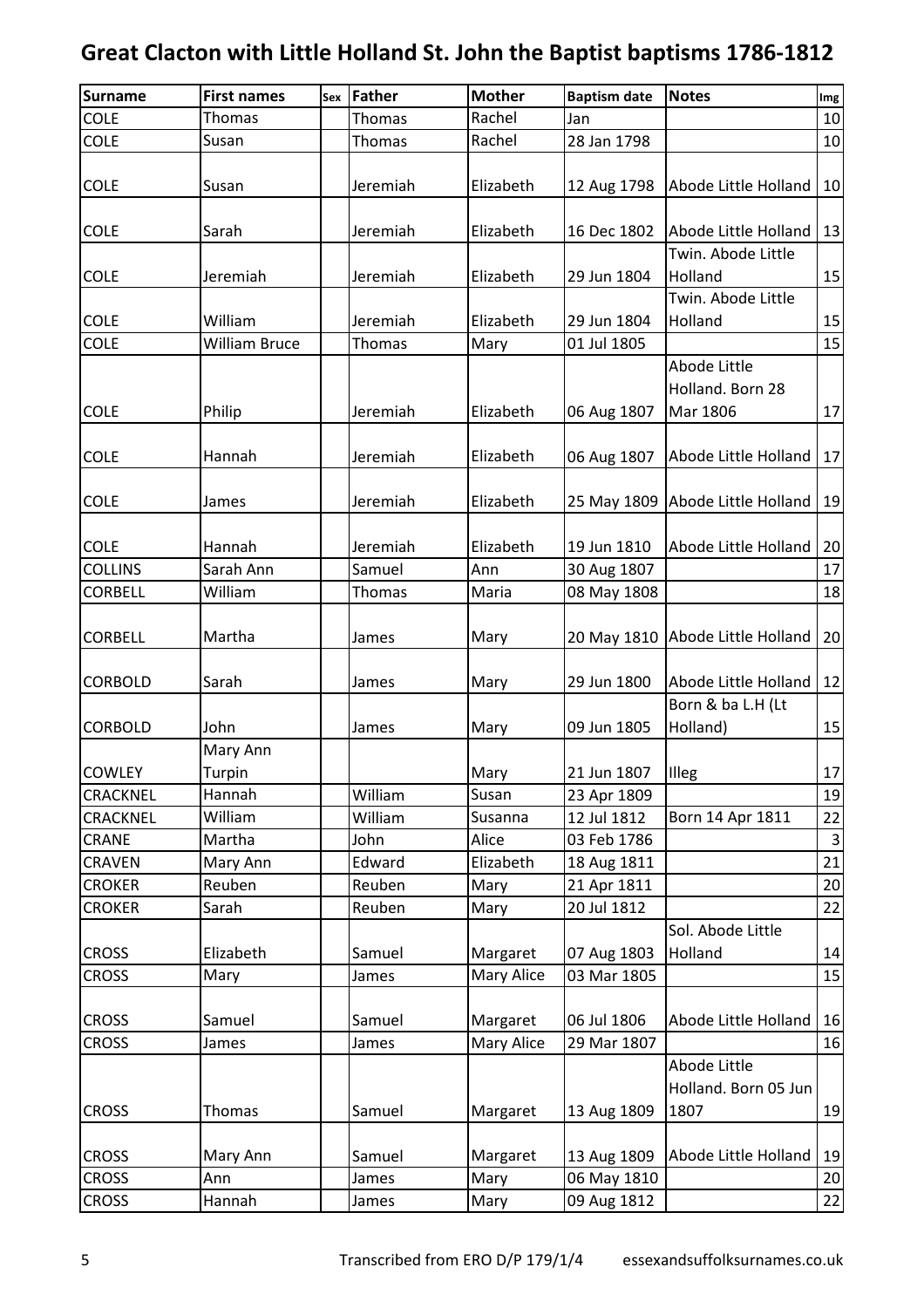# Great Clacton with Little Holland St. John the Baptist baptisms 1786-1812

| Surname | First names | Sex | Father | Mother | Baptism date | Notes | Img |
|---|---|---|---|---|---|---|---|
| COLE | Thomas | | Thomas | Rachel | Jan | | 10 |
| COLE | Susan | | Thomas | Rachel | 28 Jan 1798 | | 10 |
| COLE | Susan | | Jeremiah | Elizabeth | 12 Aug 1798 | Abode Little Holland | 10 |
| COLE | Sarah | | Jeremiah | Elizabeth | 16 Dec 1802 | Abode Little Holland | 13 |
| COLE | Jeremiah | | Jeremiah | Elizabeth | 29 Jun 1804 | Twin. Abode Little Holland | 15 |
| COLE | William | | Jeremiah | Elizabeth | 29 Jun 1804 | Twin. Abode Little Holland | 15 |
| COLE | William Bruce | | Thomas | Mary | 01 Jul 1805 | | 15 |
| COLE | Philip | | Jeremiah | Elizabeth | 06 Aug 1807 | Abode Little Holland. Born 28 Mar 1806 | 17 |
| COLE | Hannah | | Jeremiah | Elizabeth | 06 Aug 1807 | Abode Little Holland | 17 |
| COLE | James | | Jeremiah | Elizabeth | 25 May 1809 | Abode Little Holland | 19 |
| COLE | Hannah | | Jeremiah | Elizabeth | 19 Jun 1810 | Abode Little Holland | 20 |
| COLLINS | Sarah Ann | | Samuel | Ann | 30 Aug 1807 | | 17 |
| CORBELL | William | | Thomas | Maria | 08 May 1808 | | 18 |
| CORBELL | Martha | | James | Mary | 20 May 1810 | Abode Little Holland | 20 |
| CORBOLD | Sarah | | James | Mary | 29 Jun 1800 | Abode Little Holland | 12 |
| CORBOLD | John | | James | Mary | 09 Jun 1805 | Born & ba L.H (Lt Holland) | 15 |
| COWLEY | Mary Ann Turpin | | | Mary | 21 Jun 1807 | Illeg | 17 |
| CRACKNEL | Hannah | | William | Susan | 23 Apr 1809 | | 19 |
| CRACKNEL | William | | William | Susanna | 12 Jul 1812 | Born 14 Apr 1811 | 22 |
| CRANE | Martha | | John | Alice | 03 Feb 1786 | | 3 |
| CRAVEN | Mary Ann | | Edward | Elizabeth | 18 Aug 1811 | | 21 |
| CROKER | Reuben | | Reuben | Mary | 21 Apr 1811 | | 20 |
| CROKER | Sarah | | Reuben | Mary | 20 Jul 1812 | | 22 |
| CROSS | Elizabeth | | Samuel | Margaret | 07 Aug 1803 | Sol. Abode Little Holland | 14 |
| CROSS | Mary | | James | Mary Alice | 03 Mar 1805 | | 15 |
| CROSS | Samuel | | Samuel | Margaret | 06 Jul 1806 | Abode Little Holland | 16 |
| CROSS | James | | James | Mary Alice | 29 Mar 1807 | | 16 |
| CROSS | Thomas | | Samuel | Margaret | 13 Aug 1809 | Abode Little Holland. Born 05 Jun 1807 | 19 |
| CROSS | Mary Ann | | Samuel | Margaret | 13 Aug 1809 | Abode Little Holland | 19 |
| CROSS | Ann | | James | Mary | 06 May 1810 | | 20 |
| CROSS | Hannah | | James | Mary | 09 Aug 1812 | | 22 |

Transcribed from ERO D/P 179/1/4 essexandsuffolksurnames.co.uk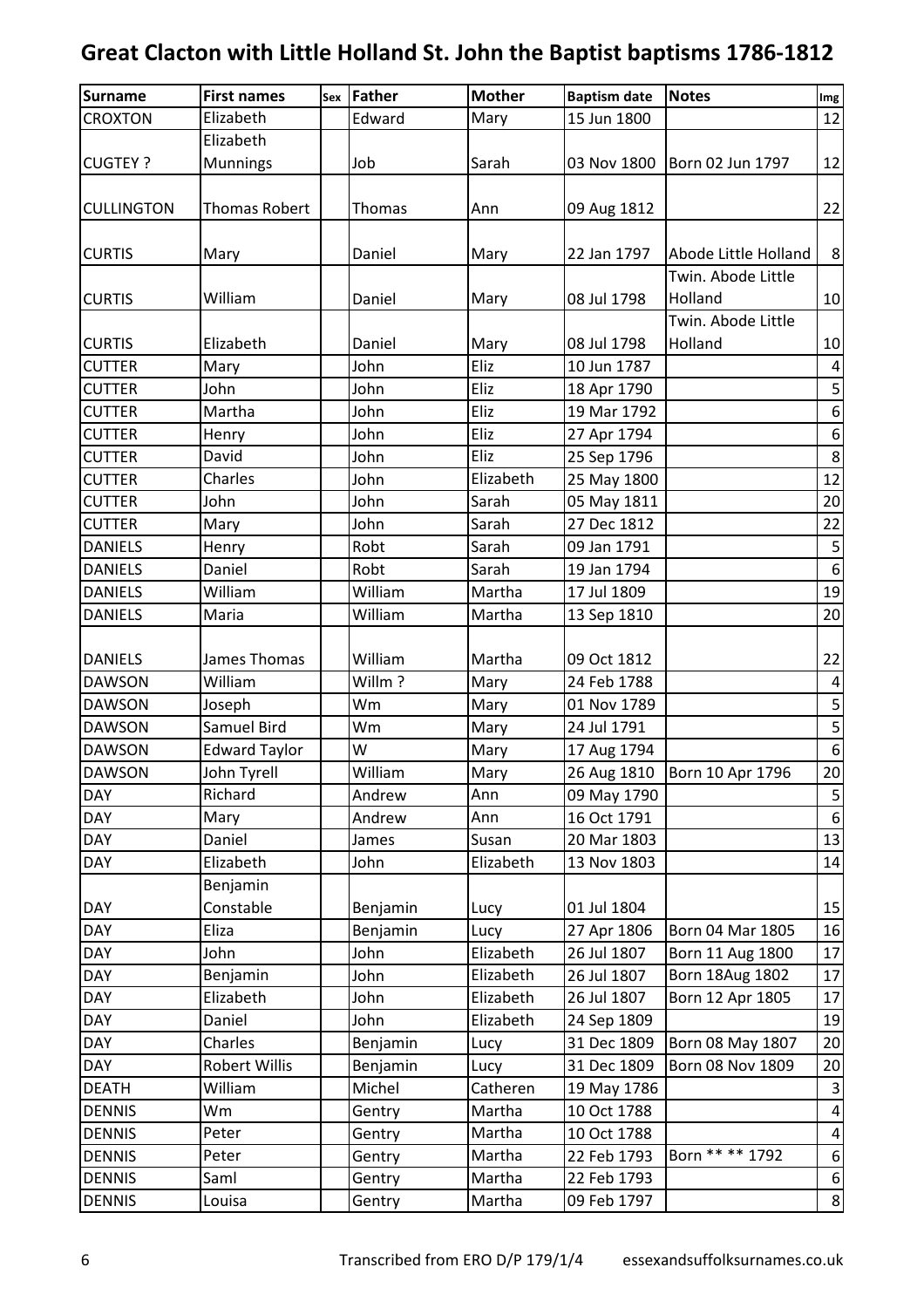# Great Clacton with Little Holland St. John the Baptist baptisms 1786-1812

| Surname | First names | Sex | Father | Mother | Baptism date | Notes | Img |
|---|---|---|---|---|---|---|---|
| CROXTON | Elizabeth | | Edward | Mary | 15 Jun 1800 | | 12 |
| CUGTEY ? | Elizabeth Munnings | | Job | Sarah | 03 Nov 1800 | Born 02 Jun 1797 | 12 |
| CULLINGTON | Thomas Robert | | Thomas | Ann | 09 Aug 1812 | | 22 |
| CURTIS | Mary | | Daniel | Mary | 22 Jan 1797 | Abode Little Holland | 8 |
| CURTIS | William | | Daniel | Mary | 08 Jul 1798 | Twin. Abode Little Holland | 10 |
| CURTIS | Elizabeth | | Daniel | Mary | 08 Jul 1798 | Twin. Abode Little Holland | 10 |
| CUTTER | Mary | | John | Eliz | 10 Jun 1787 | | 4 |
| CUTTER | John | | John | Eliz | 18 Apr 1790 | | 5 |
| CUTTER | Martha | | John | Eliz | 19 Mar 1792 | | 6 |
| CUTTER | Henry | | John | Eliz | 27 Apr 1794 | | 6 |
| CUTTER | David | | John | Eliz | 25 Sep 1796 | | 8 |
| CUTTER | Charles | | John | Elizabeth | 25 May 1800 | | 12 |
| CUTTER | John | | John | Sarah | 05 May 1811 | | 20 |
| CUTTER | Mary | | John | Sarah | 27 Dec 1812 | | 22 |
| DANIELS | Henry | | Robt | Sarah | 09 Jan 1791 | | 5 |
| DANIELS | Daniel | | Robt | Sarah | 19 Jan 1794 | | 6 |
| DANIELS | William | | William | Martha | 17 Jul 1809 | | 19 |
| DANIELS | Maria | | William | Martha | 13 Sep 1810 | | 20 |
| DANIELS | James Thomas | | William | Martha | 09 Oct 1812 | | 22 |
| DAWSON | William | | Willm ? | Mary | 24 Feb 1788 | | 4 |
| DAWSON | Joseph | | Wm | Mary | 01 Nov 1789 | | 5 |
| DAWSON | Samuel Bird | | Wm | Mary | 24 Jul 1791 | | 5 |
| DAWSON | Edward Taylor | | W | Mary | 17 Aug 1794 | | 6 |
| DAWSON | John Tyrell | | William | Mary | 26 Aug 1810 | Born 10 Apr 1796 | 20 |
| DAY | Richard | | Andrew | Ann | 09 May 1790 | | 5 |
| DAY | Mary | | Andrew | Ann | 16 Oct 1791 | | 6 |
| DAY | Daniel | | James | Susan | 20 Mar 1803 | | 13 |
| DAY | Elizabeth | | John | Elizabeth | 13 Nov 1803 | | 14 |
| DAY | Benjamin Constable | | Benjamin | Lucy | 01 Jul 1804 | | 15 |
| DAY | Eliza | | Benjamin | Lucy | 27 Apr 1806 | Born 04 Mar 1805 | 16 |
| DAY | John | | John | Elizabeth | 26 Jul 1807 | Born 11 Aug 1800 | 17 |
| DAY | Benjamin | | John | Elizabeth | 26 Jul 1807 | Born 18Aug 1802 | 17 |
| DAY | Elizabeth | | John | Elizabeth | 26 Jul 1807 | Born 12 Apr 1805 | 17 |
| DAY | Daniel | | John | Elizabeth | 24 Sep 1809 | | 19 |
| DAY | Charles | | Benjamin | Lucy | 31 Dec 1809 | Born 08 May 1807 | 20 |
| DAY | Robert Willis | | Benjamin | Lucy | 31 Dec 1809 | Born 08 Nov 1809 | 20 |
| DEATH | William | | Michel | Catheren | 19 May 1786 | | 3 |
| DENNIS | Wm | | Gentry | Martha | 10 Oct 1788 | | 4 |
| DENNIS | Peter | | Gentry | Martha | 10 Oct 1788 | | 4 |
| DENNIS | Peter | | Gentry | Martha | 22 Feb 1793 | Born ** ** 1792 | 6 |
| DENNIS | Saml | | Gentry | Martha | 22 Feb 1793 | | 6 |
| DENNIS | Louisa | | Gentry | Martha | 09 Feb 1797 | | 8 |

Transcribed from ERO D/P 179/1/4 essexandsuffolksurnames.co.uk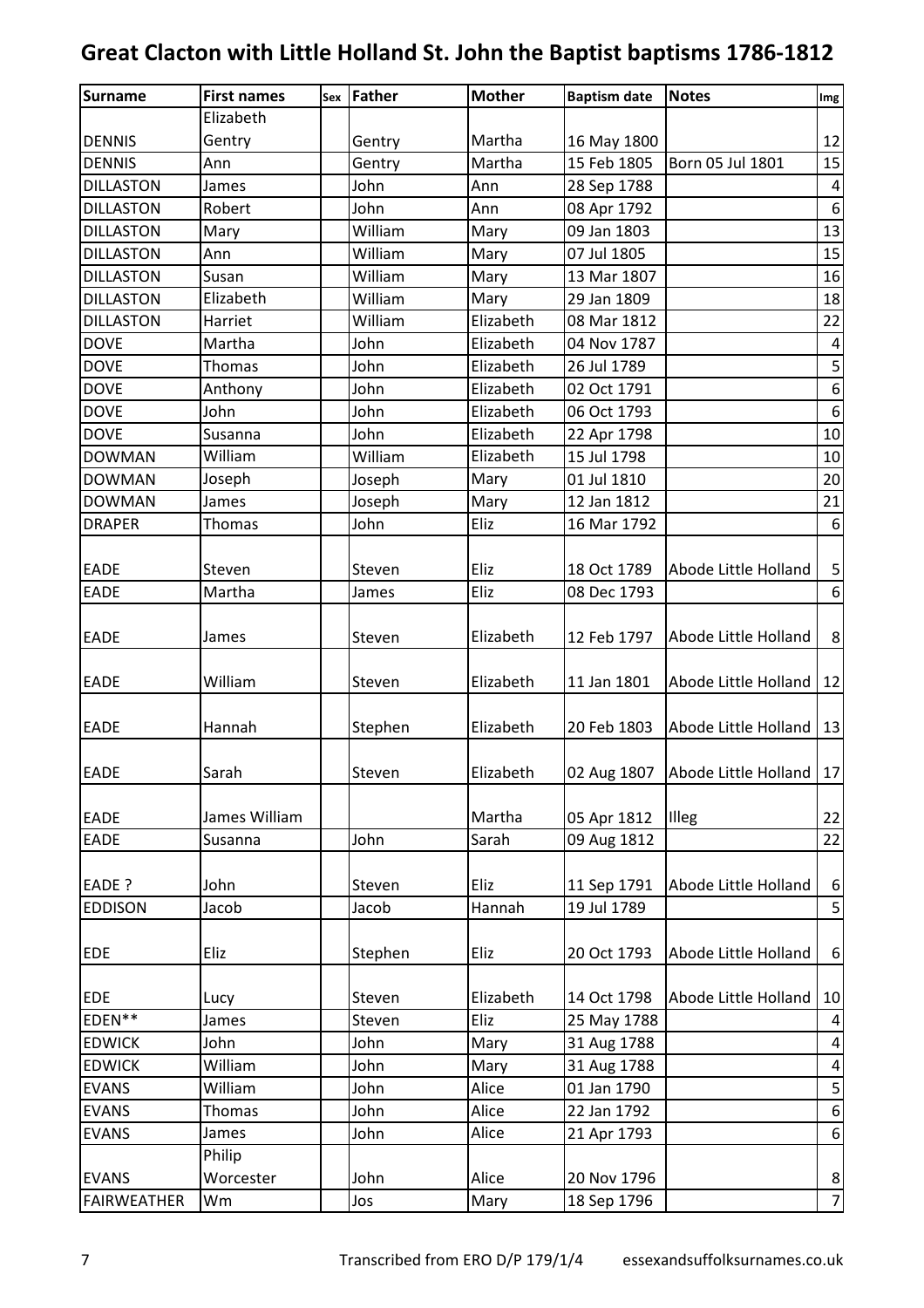# Great Clacton with Little Holland St. John the Baptist baptisms 1786-1812

| Surname | First names | Sex | Father | Mother | Baptism date | Notes | Img |
|---|---|---|---|---|---|---|---|
| DENNIS | Elizabeth Gentry | | Gentry | Martha | 16 May 1800 | | 12 |
| DENNIS | Ann | | Gentry | Martha | 15 Feb 1805 | Born 05 Jul 1801 | 15 |
| DILLASTON | James | | John | Ann | 28 Sep 1788 | | 4 |
| DILLASTON | Robert | | John | Ann | 08 Apr 1792 | | 6 |
| DILLASTON | Mary | | William | Mary | 09 Jan 1803 | | 13 |
| DILLASTON | Ann | | William | Mary | 07 Jul 1805 | | 15 |
| DILLASTON | Susan | | William | Mary | 13 Mar 1807 | | 16 |
| DILLASTON | Elizabeth | | William | Mary | 29 Jan 1809 | | 18 |
| DILLASTON | Harriet | | William | Elizabeth | 08 Mar 1812 | | 22 |
| DOVE | Martha | | John | Elizabeth | 04 Nov 1787 | | 4 |
| DOVE | Thomas | | John | Elizabeth | 26 Jul 1789 | | 5 |
| DOVE | Anthony | | John | Elizabeth | 02 Oct 1791 | | 6 |
| DOVE | John | | John | Elizabeth | 06 Oct 1793 | | 6 |
| DOVE | Susanna | | John | Elizabeth | 22 Apr 1798 | | 10 |
| DOWMAN | William | | William | Elizabeth | 15 Jul 1798 | | 10 |
| DOWMAN | Joseph | | Joseph | Mary | 01 Jul 1810 | | 20 |
| DOWMAN | James | | Joseph | Mary | 12 Jan 1812 | | 21 |
| DRAPER | Thomas | | John | Eliz | 16 Mar 1792 | | 6 |
| EADE | Steven | | Steven | Eliz | 18 Oct 1789 | Abode Little Holland | 5 |
| EADE | Martha | | James | Eliz | 08 Dec 1793 | | 6 |
| EADE | James | | Steven | Elizabeth | 12 Feb 1797 | Abode Little Holland | 8 |
| EADE | William | | Steven | Elizabeth | 11 Jan 1801 | Abode Little Holland | 12 |
| EADE | Hannah | | Stephen | Elizabeth | 20 Feb 1803 | Abode Little Holland | 13 |
| EADE | Sarah | | Steven | Elizabeth | 02 Aug 1807 | Abode Little Holland | 17 |
| EADE | James William | | | Martha | 05 Apr 1812 | Illeg | 22 |
| EADE | Susanna | | John | Sarah | 09 Aug 1812 | | 22 |
| EADE ? | John | | Steven | Eliz | 11 Sep 1791 | Abode Little Holland | 6 |
| EDDISON | Jacob | | Jacob | Hannah | 19 Jul 1789 | | 5 |
| EDE | Eliz | | Stephen | Eliz | 20 Oct 1793 | Abode Little Holland | 6 |
| EDE | Lucy | | Steven | Elizabeth | 14 Oct 1798 | Abode Little Holland | 10 |
| EDEN** | James | | Steven | Eliz | 25 May 1788 | | 4 |
| EDWICK | John | | John | Mary | 31 Aug 1788 | | 4 |
| EDWICK | William | | John | Mary | 31 Aug 1788 | | 4 |
| EVANS | William | | John | Alice | 01 Jan 1790 | | 5 |
| EVANS | Thomas | | John | Alice | 22 Jan 1792 | | 6 |
| EVANS | James | | John | Alice | 21 Apr 1793 | | 6 |
| EVANS | Philip Worcester | | John | Alice | 20 Nov 1796 | | 8 |
| FAIRWEATHER | Wm | | Jos | Mary | 18 Sep 1796 | | 7 |

Transcribed from ERO D/P 179/1/4 essexandsuffolksurnames.co.uk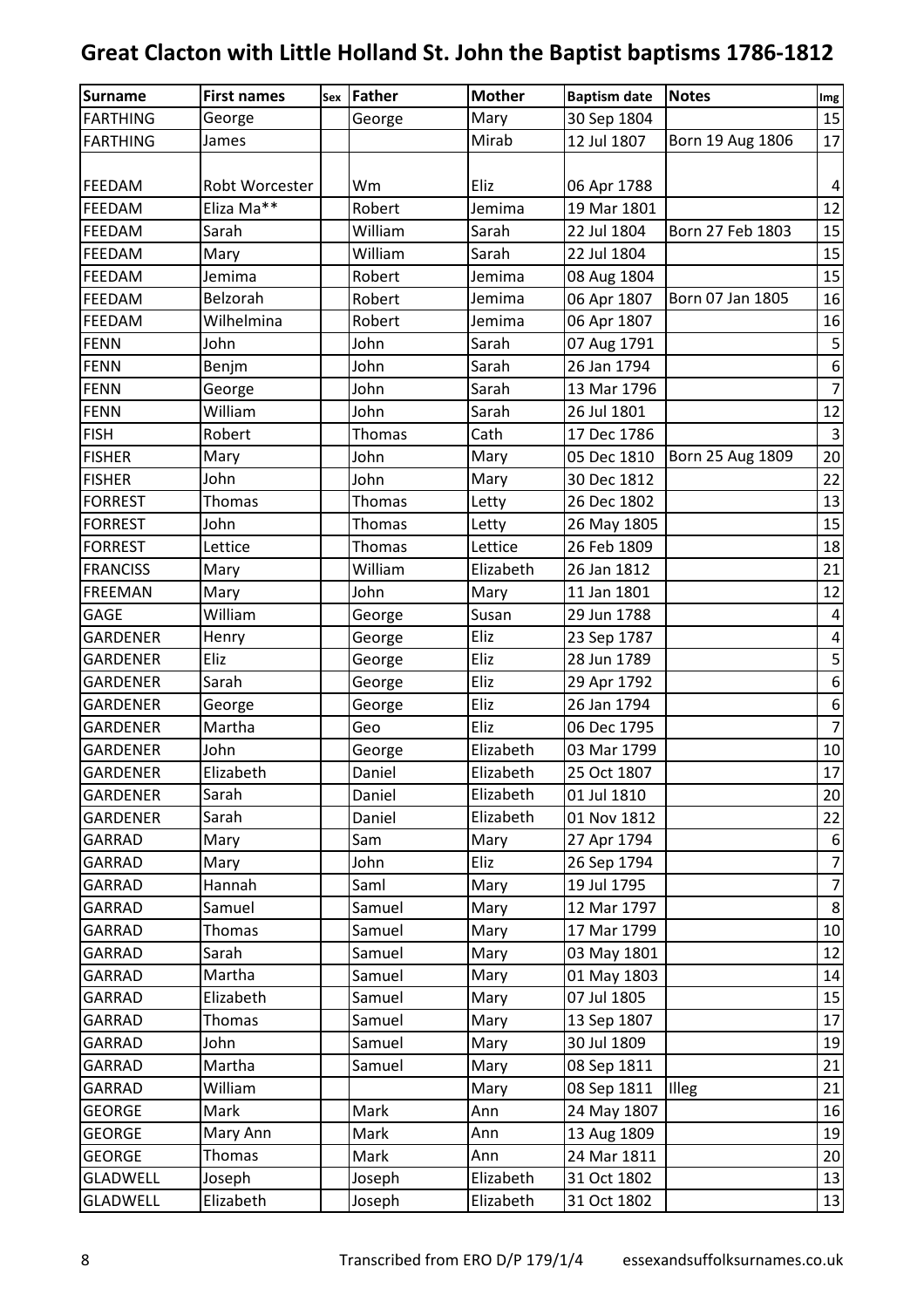# Great Clacton with Little Holland St. John the Baptist baptisms 1786-1812

| Surname | First names | Sex | Father | Mother | Baptism date | Notes | Img |
|---|---|---|---|---|---|---|---|
| FARTHING | George | | George | Mary | 30 Sep 1804 | | 15 |
| FARTHING | James | | | Mirab | 12 Jul 1807 | Born 19 Aug 1806 | 17 |
| FEEDAM | Robt Worcester | | Wm | Eliz | 06 Apr 1788 | | 4 |
| FEEDAM | Eliza Ma** | | Robert | Jemima | 19 Mar 1801 | | 12 |
| FEEDAM | Sarah | | William | Sarah | 22 Jul 1804 | Born 27 Feb 1803 | 15 |
| FEEDAM | Mary | | William | Sarah | 22 Jul 1804 | | 15 |
| FEEDAM | Jemima | | Robert | Jemima | 08 Aug 1804 | | 15 |
| FEEDAM | Belzorah | | Robert | Jemima | 06 Apr 1807 | Born 07 Jan 1805 | 16 |
| FEEDAM | Wilhelmina | | Robert | Jemima | 06 Apr 1807 | | 16 |
| FENN | John | | John | Sarah | 07 Aug 1791 | | 5 |
| FENN | Benjm | | John | Sarah | 26 Jan 1794 | | 6 |
| FENN | George | | John | Sarah | 13 Mar 1796 | | 7 |
| FENN | William | | John | Sarah | 26 Jul 1801 | | 12 |
| FISH | Robert | | Thomas | Cath | 17 Dec 1786 | | 3 |
| FISHER | Mary | | John | Mary | 05 Dec 1810 | Born 25 Aug 1809 | 20 |
| FISHER | John | | John | Mary | 30 Dec 1812 | | 22 |
| FORREST | Thomas | | Thomas | Letty | 26 Dec 1802 | | 13 |
| FORREST | John | | Thomas | Letty | 26 May 1805 | | 15 |
| FORREST | Lettice | | Thomas | Lettice | 26 Feb 1809 | | 18 |
| FRANCISS | Mary | | William | Elizabeth | 26 Jan 1812 | | 21 |
| FREEMAN | Mary | | John | Mary | 11 Jan 1801 | | 12 |
| GAGE | William | | George | Susan | 29 Jun 1788 | | 4 |
| GARDENER | Henry | | George | Eliz | 23 Sep 1787 | | 4 |
| GARDENER | Eliz | | George | Eliz | 28 Jun 1789 | | 5 |
| GARDENER | Sarah | | George | Eliz | 29 Apr 1792 | | 6 |
| GARDENER | George | | George | Eliz | 26 Jan 1794 | | 6 |
| GARDENER | Martha | | Geo | Eliz | 06 Dec 1795 | | 7 |
| GARDENER | John | | George | Elizabeth | 03 Mar 1799 | | 10 |
| GARDENER | Elizabeth | | Daniel | Elizabeth | 25 Oct 1807 | | 17 |
| GARDENER | Sarah | | Daniel | Elizabeth | 01 Jul 1810 | | 20 |
| GARDENER | Sarah | | Daniel | Elizabeth | 01 Nov 1812 | | 22 |
| GARRAD | Mary | | Sam | Mary | 27 Apr 1794 | | 6 |
| GARRAD | Mary | | John | Eliz | 26 Sep 1794 | | 7 |
| GARRAD | Hannah | | Saml | Mary | 19 Jul 1795 | | 7 |
| GARRAD | Samuel | | Samuel | Mary | 12 Mar 1797 | | 8 |
| GARRAD | Thomas | | Samuel | Mary | 17 Mar 1799 | | 10 |
| GARRAD | Sarah | | Samuel | Mary | 03 May 1801 | | 12 |
| GARRAD | Martha | | Samuel | Mary | 01 May 1803 | | 14 |
| GARRAD | Elizabeth | | Samuel | Mary | 07 Jul 1805 | | 15 |
| GARRAD | Thomas | | Samuel | Mary | 13 Sep 1807 | | 17 |
| GARRAD | John | | Samuel | Mary | 30 Jul 1809 | | 19 |
| GARRAD | Martha | | Samuel | Mary | 08 Sep 1811 | | 21 |
| GARRAD | William | | | Mary | 08 Sep 1811 | Illeg | 21 |
| GEORGE | Mark | | Mark | Ann | 24 May 1807 | | 16 |
| GEORGE | Mary Ann | | Mark | Ann | 13 Aug 1809 | | 19 |
| GEORGE | Thomas | | Mark | Ann | 24 Mar 1811 | | 20 |
| GLADWELL | Joseph | | Joseph | Elizabeth | 31 Oct 1802 | | 13 |
| GLADWELL | Elizabeth | | Joseph | Elizabeth | 31 Oct 1802 | | 13 |

Transcribed from ERO D/P 179/1/4 essexandsuffolksurnames.co.uk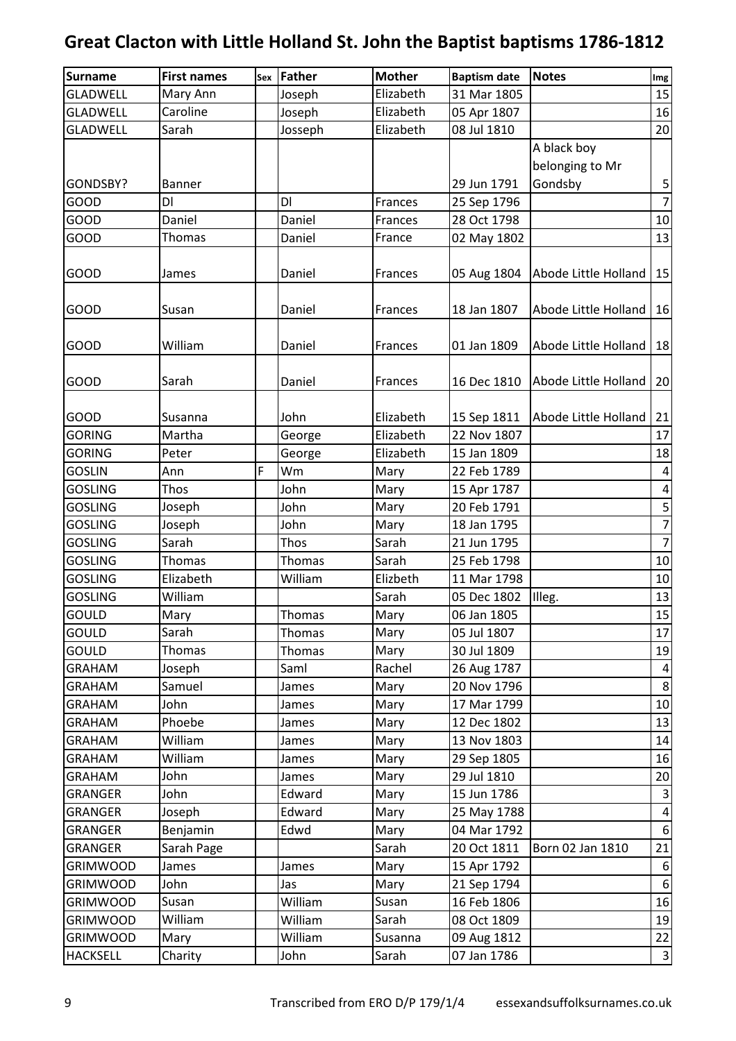# Great Clacton with Little Holland St. John the Baptist baptisms 1786-1812

| Surname | First names | Sex | Father | Mother | Baptism date | Notes | Img |
|---|---|---|---|---|---|---|---|
| GLADWELL | Mary Ann | | Joseph | Elizabeth | 31 Mar 1805 | | 15 |
| GLADWELL | Caroline | | Joseph | Elizabeth | 05 Apr 1807 | | 16 |
| GLADWELL | Sarah | | Josseph | Elizabeth | 08 Jul 1810 | | 20 |
| GONDSBY? | Banner | | | | 29 Jun 1791 | A black boy belonging to Mr Gondsby | 5 |
| GOOD | Dl | | Dl | Frances | 25 Sep 1796 | | 7 |
| GOOD | Daniel | | Daniel | Frances | 28 Oct 1798 | | 10 |
| GOOD | Thomas | | Daniel | France | 02 May 1802 | | 13 |
| GOOD | James | | Daniel | Frances | 05 Aug 1804 | Abode Little Holland | 15 |
| GOOD | Susan | | Daniel | Frances | 18 Jan 1807 | Abode Little Holland | 16 |
| GOOD | William | | Daniel | Frances | 01 Jan 1809 | Abode Little Holland | 18 |
| GOOD | Sarah | | Daniel | Frances | 16 Dec 1810 | Abode Little Holland | 20 |
| GOOD | Susanna | | John | Elizabeth | 15 Sep 1811 | Abode Little Holland | 21 |
| GORING | Martha | | George | Elizabeth | 22 Nov 1807 | | 17 |
| GORING | Peter | | George | Elizabeth | 15 Jan 1809 | | 18 |
| GOSLIN | Ann | F | Wm | Mary | 22 Feb 1789 | | 4 |
| GOSLING | Thos | | John | Mary | 15 Apr 1787 | | 4 |
| GOSLING | Joseph | | John | Mary | 20 Feb 1791 | | 5 |
| GOSLING | Joseph | | John | Mary | 18 Jan 1795 | | 7 |
| GOSLING | Sarah | | Thos | Sarah | 21 Jun 1795 | | 7 |
| GOSLING | Thomas | | Thomas | Sarah | 25 Feb 1798 | | 10 |
| GOSLING | Elizabeth | | William | Elizbeth | 11 Mar 1798 | | 10 |
| GOSLING | William | | | Sarah | 05 Dec 1802 | Illeg. | 13 |
| GOULD | Mary | | Thomas | Mary | 06 Jan 1805 | | 15 |
| GOULD | Sarah | | Thomas | Mary | 05 Jul 1807 | | 17 |
| GOULD | Thomas | | Thomas | Mary | 30 Jul 1809 | | 19 |
| GRAHAM | Joseph | | Saml | Rachel | 26 Aug 1787 | | 4 |
| GRAHAM | Samuel | | James | Mary | 20 Nov 1796 | | 8 |
| GRAHAM | John | | James | Mary | 17 Mar 1799 | | 10 |
| GRAHAM | Phoebe | | James | Mary | 12 Dec 1802 | | 13 |
| GRAHAM | William | | James | Mary | 13 Nov 1803 | | 14 |
| GRAHAM | William | | James | Mary | 29 Sep 1805 | | 16 |
| GRAHAM | John | | James | Mary | 29 Jul 1810 | | 20 |
| GRANGER | John | | Edward | Mary | 15 Jun 1786 | | 3 |
| GRANGER | Joseph | | Edward | Mary | 25 May 1788 | | 4 |
| GRANGER | Benjamin | | Edwd | Mary | 04 Mar 1792 | | 6 |
| GRANGER | Sarah Page | | | Sarah | 20 Oct 1811 | Born 02 Jan 1810 | 21 |
| GRIMWOOD | James | | James | Mary | 15 Apr 1792 | | 6 |
| GRIMWOOD | John | | Jas | Mary | 21 Sep 1794 | | 6 |
| GRIMWOOD | Susan | | William | Susan | 16 Feb 1806 | | 16 |
| GRIMWOOD | William | | William | Sarah | 08 Oct 1809 | | 19 |
| GRIMWOOD | Mary | | William | Susanna | 09 Aug 1812 | | 22 |
| HACKSELL | Charity | | John | Sarah | 07 Jan 1786 | | 3 |

Transcribed from ERO D/P 179/1/4 essexandsuffolksurnames.co.uk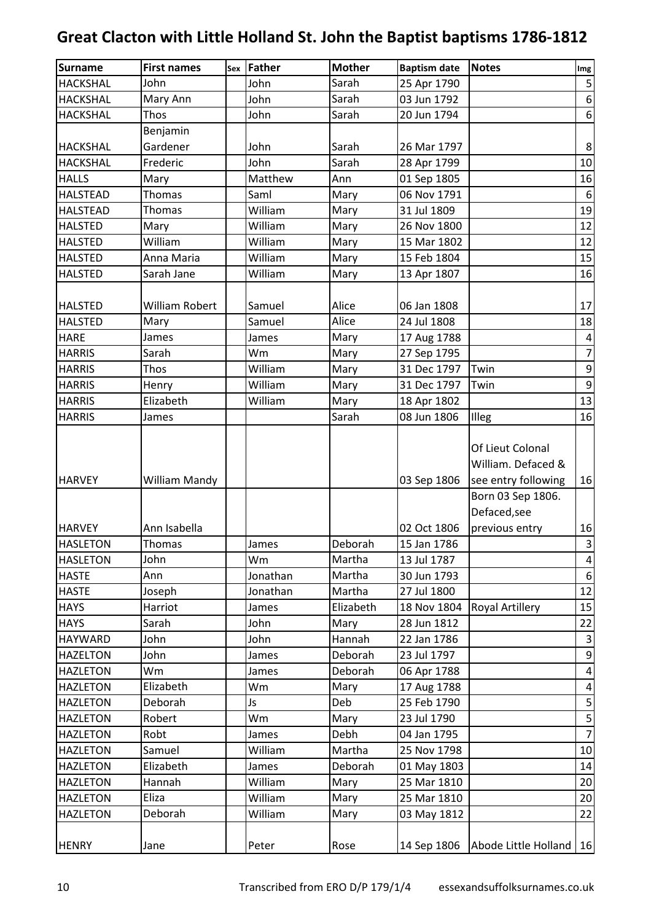# Great Clacton with Little Holland St. John the Baptist baptisms 1786-1812

| Surname | First names | Sex | Father | Mother | Baptism date | Notes | Img |
|---|---|---|---|---|---|---|---|
| HACKSHAL | John | | John | Sarah | 25 Apr 1790 | | 5 |
| HACKSHAL | Mary Ann | | John | Sarah | 03 Jun 1792 | | 6 |
| HACKSHAL | Thos | | John | Sarah | 20 Jun 1794 | | 6 |
| HACKSHAL | Benjamin Gardener | | John | Sarah | 26 Mar 1797 | | 8 |
| HACKSHAL | Frederic | | John | Sarah | 28 Apr 1799 | | 10 |
| HALLS | Mary | | Matthew | Ann | 01 Sep 1805 | | 16 |
| HALSTEAD | Thomas | | Saml | Mary | 06 Nov 1791 | | 6 |
| HALSTEAD | Thomas | | William | Mary | 31 Jul 1809 | | 19 |
| HALSTED | Mary | | William | Mary | 26 Nov 1800 | | 12 |
| HALSTED | William | | William | Mary | 15 Mar 1802 | | 12 |
| HALSTED | Anna Maria | | William | Mary | 15 Feb 1804 | | 15 |
| HALSTED | Sarah Jane | | William | Mary | 13 Apr 1807 | | 16 |
| HALSTED | William Robert | | Samuel | Alice | 06 Jan 1808 | | 17 |
| HALSTED | Mary | | Samuel | Alice | 24 Jul 1808 | | 18 |
| HARE | James | | James | Mary | 17 Aug 1788 | | 4 |
| HARRIS | Sarah | | Wm | Mary | 27 Sep 1795 | | 7 |
| HARRIS | Thos | | William | Mary | 31 Dec 1797 | Twin | 9 |
| HARRIS | Henry | | William | Mary | 31 Dec 1797 | Twin | 9 |
| HARRIS | Elizabeth | | William | Mary | 18 Apr 1802 | | 13 |
| HARRIS | James | | | Sarah | 08 Jun 1806 | Illeg | 16 |
| HARVEY | William Mandy | | | | 03 Sep 1806 | Of Lieut Colonal William. Defaced & see entry following | 16 |
| HARVEY | Ann Isabella | | | | 02 Oct 1806 | Born 03 Sep 1806. Defaced,see previous entry | 16 |
| HASLETON | Thomas | | James | Deborah | 15 Jan 1786 | | 3 |
| HASLETON | John | | Wm | Martha | 13 Jul 1787 | | 4 |
| HASTE | Ann | | Jonathan | Martha | 30 Jun 1793 | | 6 |
| HASTE | Joseph | | Jonathan | Martha | 27 Jul 1800 | | 12 |
| HAYS | Harriot | | James | Elizabeth | 18 Nov 1804 | Royal Artillery | 15 |
| HAYS | Sarah | | John | Mary | 28 Jun 1812 | | 22 |
| HAYWARD | John | | John | Hannah | 22 Jan 1786 | | 3 |
| HAZELTON | John | | James | Deborah | 23 Jul 1797 | | 9 |
| HAZLETON | Wm | | James | Deborah | 06 Apr 1788 | | 4 |
| HAZLETON | Elizabeth | | Wm | Mary | 17 Aug 1788 | | 4 |
| HAZLETON | Deborah | | Js | Deb | 25 Feb 1790 | | 5 |
| HAZLETON | Robert | | Wm | Mary | 23 Jul 1790 | | 5 |
| HAZLETON | Robt | | James | Debh | 04 Jan 1795 | | 7 |
| HAZLETON | Samuel | | William | Martha | 25 Nov 1798 | | 10 |
| HAZLETON | Elizabeth | | James | Deborah | 01 May 1803 | | 14 |
| HAZLETON | Hannah | | William | Mary | 25 Mar 1810 | | 20 |
| HAZLETON | Eliza | | William | Mary | 25 Mar 1810 | | 20 |
| HAZLETON | Deborah | | William | Mary | 03 May 1812 | | 22 |
| HENRY | Jane | | Peter | Rose | 14 Sep 1806 | Abode Little Holland | 16 |

Transcribed from ERO D/P 179/1/4 essexandsuffolksurnames.co.uk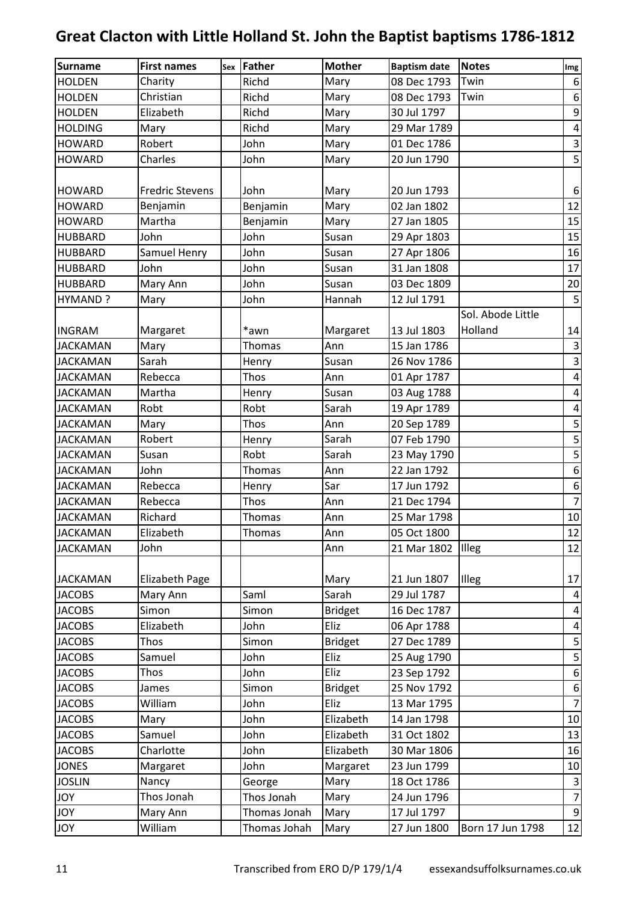# Great Clacton with Little Holland St. John the Baptist baptisms 1786-1812

| Surname | First names | Sex | Father | Mother | Baptism date | Notes | Img |
|---|---|---|---|---|---|---|---|
| HOLDEN | Charity | | Richd | Mary | 08 Dec 1793 | Twin | 6 |
| HOLDEN | Christian | | Richd | Mary | 08 Dec 1793 | Twin | 6 |
| HOLDEN | Elizabeth | | Richd | Mary | 30 Jul 1797 | | 9 |
| HOLDING | Mary | | Richd | Mary | 29 Mar 1789 | | 4 |
| HOWARD | Robert | | John | Mary | 01 Dec 1786 | | 3 |
| HOWARD | Charles | | John | Mary | 20 Jun 1790 | | 5 |
| HOWARD | Fredric Stevens | | John | Mary | 20 Jun 1793 | | 6 |
| HOWARD | Benjamin | | Benjamin | Mary | 02 Jan 1802 | | 12 |
| HOWARD | Martha | | Benjamin | Mary | 27 Jan 1805 | | 15 |
| HUBBARD | John | | John | Susan | 29 Apr 1803 | | 15 |
| HUBBARD | Samuel Henry | | John | Susan | 27 Apr 1806 | | 16 |
| HUBBARD | John | | John | Susan | 31 Jan 1808 | | 17 |
| HUBBARD | Mary Ann | | John | Susan | 03 Dec 1809 | | 20 |
| HYMAND ? | Mary | | John | Hannah | 12 Jul 1791 | | 5 |
| INGRAM | Margaret | | *awn | Margaret | 13 Jul 1803 | Sol. Abode Little Holland | 14 |
| JACKAMAN | Mary | | Thomas | Ann | 15 Jan 1786 | | 3 |
| JACKAMAN | Sarah | | Henry | Susan | 26 Nov 1786 | | 3 |
| JACKAMAN | Rebecca | | Thos | Ann | 01 Apr 1787 | | 4 |
| JACKAMAN | Martha | | Henry | Susan | 03 Aug 1788 | | 4 |
| JACKAMAN | Robt | | Robt | Sarah | 19 Apr 1789 | | 4 |
| JACKAMAN | Mary | | Thos | Ann | 20 Sep 1789 | | 5 |
| JACKAMAN | Robert | | Henry | Sarah | 07 Feb 1790 | | 5 |
| JACKAMAN | Susan | | Robt | Sarah | 23 May 1790 | | 5 |
| JACKAMAN | John | | Thomas | Ann | 22 Jan 1792 | | 6 |
| JACKAMAN | Rebecca | | Henry | Sar | 17 Jun 1792 | | 6 |
| JACKAMAN | Rebecca | | Thos | Ann | 21 Dec 1794 | | 7 |
| JACKAMAN | Richard | | Thomas | Ann | 25 Mar 1798 | | 10 |
| JACKAMAN | Elizabeth | | Thomas | Ann | 05 Oct 1800 | | 12 |
| JACKAMAN | John | | | Ann | 21 Mar 1802 | Illeg | 12 |
| JACKAMAN | Elizabeth Page | | | Mary | 21 Jun 1807 | Illeg | 17 |
| JACOBS | Mary Ann | | Saml | Sarah | 29 Jul 1787 | | 4 |
| JACOBS | Simon | | Simon | Bridget | 16 Dec 1787 | | 4 |
| JACOBS | Elizabeth | | John | Eliz | 06 Apr 1788 | | 4 |
| JACOBS | Thos | | Simon | Bridget | 27 Dec 1789 | | 5 |
| JACOBS | Samuel | | John | Eliz | 25 Aug 1790 | | 5 |
| JACOBS | Thos | | John | Eliz | 23 Sep 1792 | | 6 |
| JACOBS | James | | Simon | Bridget | 25 Nov 1792 | | 6 |
| JACOBS | William | | John | Eliz | 13 Mar 1795 | | 7 |
| JACOBS | Mary | | John | Elizabeth | 14 Jan 1798 | | 10 |
| JACOBS | Samuel | | John | Elizabeth | 31 Oct 1802 | | 13 |
| JACOBS | Charlotte | | John | Elizabeth | 30 Mar 1806 | | 16 |
| JONES | Margaret | | John | Margaret | 23 Jun 1799 | | 10 |
| JOSLIN | Nancy | | George | Mary | 18 Oct 1786 | | 3 |
| JOY | Thos Jonah | | Thos Jonah | Mary | 24 Jun 1796 | | 7 |
| JOY | Mary Ann | | Thomas Jonah | Mary | 17 Jul 1797 | | 9 |
| JOY | William | | Thomas Johah | Mary | 27 Jun 1800 | Born 17 Jun 1798 | 12 |

Transcribed from ERO D/P 179/1/4 essexandsuffolksurnames.co.uk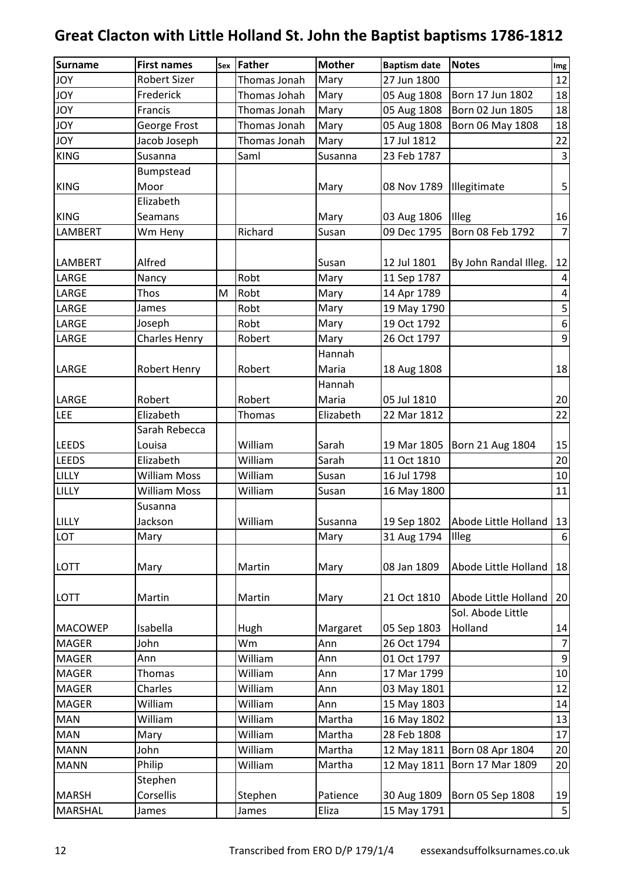# Great Clacton with Little Holland St. John the Baptist baptisms 1786-1812

| Surname | First names | Sex | Father | Mother | Baptism date | Notes | Img |
|---|---|---|---|---|---|---|---|
| JOY | Robert Sizer | | Thomas Jonah | Mary | 27 Jun 1800 | | 12 |
| JOY | Frederick | | Thomas Johah | Mary | 05 Aug 1808 | Born 17 Jun 1802 | 18 |
| JOY | Francis | | Thomas Jonah | Mary | 05 Aug 1808 | Born 02 Jun 1805 | 18 |
| JOY | George Frost | | Thomas Jonah | Mary | 05 Aug 1808 | Born 06 May 1808 | 18 |
| JOY | Jacob Joseph | | Thomas Jonah | Mary | 17 Jul 1812 | | 22 |
| KING | Susanna | | Saml | Susanna | 23 Feb 1787 | | 3 |
| KING | Bumpstead Moor | | | Mary | 08 Nov 1789 | Illegitimate | 5 |
| KING | Elizabeth Seamans | | | Mary | 03 Aug 1806 | Illeg | 16 |
| LAMBERT | Wm Heny | | Richard | Susan | 09 Dec 1795 | Born 08 Feb 1792 | 7 |
| LAMBERT | Alfred | | | Susan | 12 Jul 1801 | By John Randal Illeg. | 12 |
| LARGE | Nancy | | Robt | Mary | 11 Sep 1787 | | 4 |
| LARGE | Thos | M | Robt | Mary | 14 Apr 1789 | | 4 |
| LARGE | James | | Robt | Mary | 19 May 1790 | | 5 |
| LARGE | Joseph | | Robt | Mary | 19 Oct 1792 | | 6 |
| LARGE | Charles Henry | | Robert | Mary | 26 Oct 1797 | | 9 |
| LARGE | Robert Henry | | Robert | Hannah Maria | 18 Aug 1808 | | 18 |
| LARGE | Robert | | Robert | Hannah Maria | 05 Jul 1810 | | 20 |
| LEE | Elizabeth | | Thomas | Elizabeth | 22 Mar 1812 | | 22 |
| LEEDS | Sarah Rebecca Louisa | | William | Sarah | 19 Mar 1805 | Born 21 Aug 1804 | 15 |
| LEEDS | Elizabeth | | William | Sarah | 11 Oct 1810 | | 20 |
| LILLY | William Moss | | William | Susan | 16 Jul 1798 | | 10 |
| LILLY | William Moss | | William | Susan | 16 May 1800 | | 11 |
| LILLY | Susanna Jackson | | William | Susanna | 19 Sep 1802 | Abode Little Holland | 13 |
| LOT | Mary | | | Mary | 31 Aug 1794 | Illeg | 6 |
| LOTT | Mary | | Martin | Mary | 08 Jan 1809 | Abode Little Holland | 18 |
| LOTT | Martin | | Martin | Mary | 21 Oct 1810 | Abode Little Holland | 20 |
| MACOWEP | Isabella | | Hugh | Margaret | 05 Sep 1803 | Sol. Abode Little Holland | 14 |
| MAGER | John | | Wm | Ann | 26 Oct 1794 | | 7 |
| MAGER | Ann | | William | Ann | 01 Oct 1797 | | 9 |
| MAGER | Thomas | | William | Ann | 17 Mar 1799 | | 10 |
| MAGER | Charles | | William | Ann | 03 May 1801 | | 12 |
| MAGER | William | | William | Ann | 15 May 1803 | | 14 |
| MAN | William | | William | Martha | 16 May 1802 | | 13 |
| MAN | Mary | | William | Martha | 28 Feb 1808 | | 17 |
| MANN | John | | William | Martha | 12 May 1811 | Born 08 Apr 1804 | 20 |
| MANN | Philip | | William | Martha | 12 May 1811 | Born 17 Mar 1809 | 20 |
| MARSH | Stephen Corsellis | | Stephen | Patience | 30 Aug 1809 | Born 05 Sep 1808 | 19 |
| MARSHAL | James | | James | Eliza | 15 May 1791 | | 5 |

Transcribed from ERO D/P 179/1/4 essexandsuffolksurnames.co.uk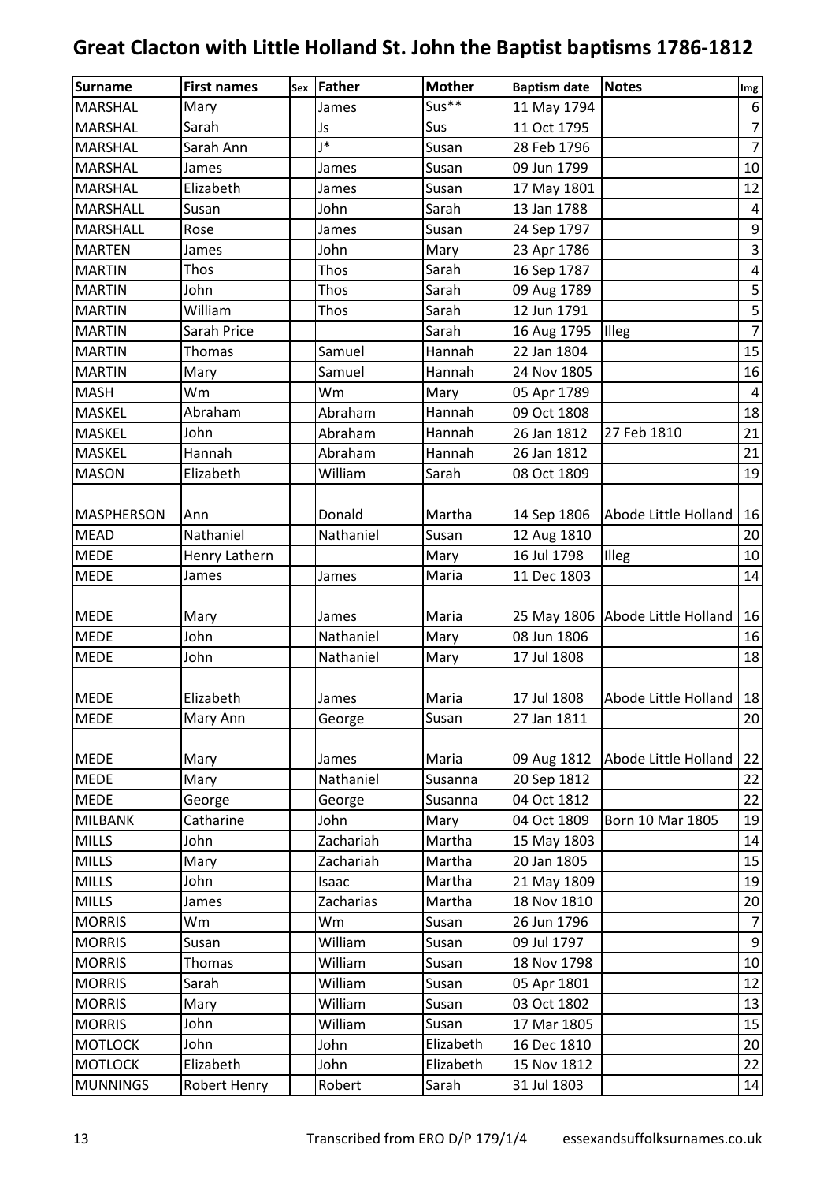# Great Clacton with Little Holland St. John the Baptist baptisms 1786-1812

| Surname | First names | Sex | Father | Mother | Baptism date | Notes | Img |
|---|---|---|---|---|---|---|---|
| MARSHAL | Mary | | James | Sus** | 11 May 1794 | | 6 |
| MARSHAL | Sarah | | Js | Sus | 11 Oct 1795 | | 7 |
| MARSHAL | Sarah Ann | | J* | Susan | 28 Feb 1796 | | 7 |
| MARSHAL | James | | James | Susan | 09 Jun 1799 | | 10 |
| MARSHAL | Elizabeth | | James | Susan | 17 May 1801 | | 12 |
| MARSHALL | Susan | | John | Sarah | 13 Jan 1788 | | 4 |
| MARSHALL | Rose | | James | Susan | 24 Sep 1797 | | 9 |
| MARTEN | James | | John | Mary | 23 Apr 1786 | | 3 |
| MARTIN | Thos | | Thos | Sarah | 16 Sep 1787 | | 4 |
| MARTIN | John | | Thos | Sarah | 09 Aug 1789 | | 5 |
| MARTIN | William | | Thos | Sarah | 12 Jun 1791 | | 5 |
| MARTIN | Sarah Price | | | Sarah | 16 Aug 1795 | Illeg | 7 |
| MARTIN | Thomas | | Samuel | Hannah | 22 Jan 1804 | | 15 |
| MARTIN | Mary | | Samuel | Hannah | 24 Nov 1805 | | 16 |
| MASH | Wm | | Wm | Mary | 05 Apr 1789 | | 4 |
| MASKEL | Abraham | | Abraham | Hannah | 09 Oct 1808 | | 18 |
| MASKEL | John | | Abraham | Hannah | 26 Jan 1812 | 27 Feb 1810 | 21 |
| MASKEL | Hannah | | Abraham | Hannah | 26 Jan 1812 | | 21 |
| MASON | Elizabeth | | William | Sarah | 08 Oct 1809 | | 19 |
| MASPHERSON | Ann | | Donald | Martha | 14 Sep 1806 | Abode Little Holland | 16 |
| MEAD | Nathaniel | | Nathaniel | Susan | 12 Aug 1810 | | 20 |
| MEDE | Henry Lathern | | | Mary | 16 Jul 1798 | Illeg | 10 |
| MEDE | James | | James | Maria | 11 Dec 1803 | | 14 |
| MEDE | Mary | | James | Maria | 25 May 1806 | Abode Little Holland | 16 |
| MEDE | John | | Nathaniel | Mary | 08 Jun 1806 | | 16 |
| MEDE | John | | Nathaniel | Mary | 17 Jul 1808 | | 18 |
| MEDE | Elizabeth | | James | Maria | 17 Jul 1808 | Abode Little Holland | 18 |
| MEDE | Mary Ann | | George | Susan | 27 Jan 1811 | | 20 |
| MEDE | Mary | | James | Maria | 09 Aug 1812 | Abode Little Holland | 22 |
| MEDE | Mary | | Nathaniel | Susanna | 20 Sep 1812 | | 22 |
| MEDE | George | | George | Susanna | 04 Oct 1812 | | 22 |
| MILBANK | Catharine | | John | Mary | 04 Oct 1809 | Born 10 Mar 1805 | 19 |
| MILLS | John | | Zachariah | Martha | 15 May 1803 | | 14 |
| MILLS | Mary | | Zachariah | Martha | 20 Jan 1805 | | 15 |
| MILLS | John | | Isaac | Martha | 21 May 1809 | | 19 |
| MILLS | James | | Zacharias | Martha | 18 Nov 1810 | | 20 |
| MORRIS | Wm | | Wm | Susan | 26 Jun 1796 | | 7 |
| MORRIS | Susan | | William | Susan | 09 Jul 1797 | | 9 |
| MORRIS | Thomas | | William | Susan | 18 Nov 1798 | | 10 |
| MORRIS | Sarah | | William | Susan | 05 Apr 1801 | | 12 |
| MORRIS | Mary | | William | Susan | 03 Oct 1802 | | 13 |
| MORRIS | John | | William | Susan | 17 Mar 1805 | | 15 |
| MOTLOCK | John | | John | Elizabeth | 16 Dec 1810 | | 20 |
| MOTLOCK | Elizabeth | | John | Elizabeth | 15 Nov 1812 | | 22 |
| MUNNINGS | Robert Henry | | Robert | Sarah | 31 Jul 1803 | | 14 |

Transcribed from ERO D/P 179/1/4 essexandsuffolksurnames.co.uk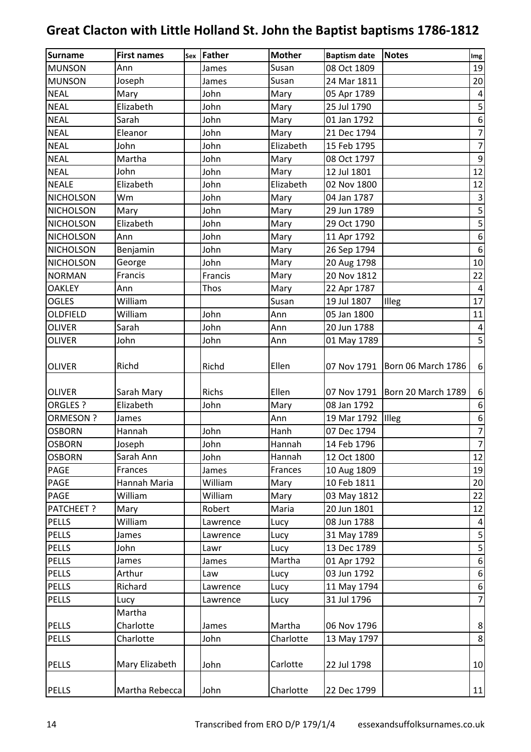# Great Clacton with Little Holland St. John the Baptist baptisms 1786-1812

| Surname | First names | Sex | Father | Mother | Baptism date | Notes | Img |
|---|---|---|---|---|---|---|---|
| MUNSON | Ann | | James | Susan | 08 Oct 1809 | | 19 |
| MUNSON | Joseph | | James | Susan | 24 Mar 1811 | | 20 |
| NEAL | Mary | | John | Mary | 05 Apr 1789 | | 4 |
| NEAL | Elizabeth | | John | Mary | 25 Jul 1790 | | 5 |
| NEAL | Sarah | | John | Mary | 01 Jan 1792 | | 6 |
| NEAL | Eleanor | | John | Mary | 21 Dec 1794 | | 7 |
| NEAL | John | | John | Elizabeth | 15 Feb 1795 | | 7 |
| NEAL | Martha | | John | Mary | 08 Oct 1797 | | 9 |
| NEAL | John | | John | Mary | 12 Jul 1801 | | 12 |
| NEALE | Elizabeth | | John | Elizabeth | 02 Nov 1800 | | 12 |
| NICHOLSON | Wm | | John | Mary | 04 Jan 1787 | | 3 |
| NICHOLSON | Mary | | John | Mary | 29 Jun 1789 | | 5 |
| NICHOLSON | Elizabeth | | John | Mary | 29 Oct 1790 | | 5 |
| NICHOLSON | Ann | | John | Mary | 11 Apr 1792 | | 6 |
| NICHOLSON | Benjamin | | John | Mary | 26 Sep 1794 | | 6 |
| NICHOLSON | George | | John | Mary | 20 Aug 1798 | | 10 |
| NORMAN | Francis | | Francis | Mary | 20 Nov 1812 | | 22 |
| OAKLEY | Ann | | Thos | Mary | 22 Apr 1787 | | 4 |
| OGLES | William | | | Susan | 19 Jul 1807 | Illeg | 17 |
| OLDFIELD | William | | John | Ann | 05 Jan 1800 | | 11 |
| OLIVER | Sarah | | John | Ann | 20 Jun 1788 | | 4 |
| OLIVER | John | | John | Ann | 01 May 1789 | | 5 |
| OLIVER | Richd | | Richd | Ellen | 07 Nov 1791 | Born 06 March 1786 | 6 |
| OLIVER | Sarah Mary | | Richs | Ellen | 07 Nov 1791 | Born 20 March 1789 | 6 |
| ORGLES ? | Elizabeth | | John | Mary | 08 Jan 1792 | | 6 |
| ORMESON ? | James | | | Ann | 19 Mar 1792 | Illeg | 6 |
| OSBORN | Hannah | | John | Hanh | 07 Dec 1794 | | 7 |
| OSBORN | Joseph | | John | Hannah | 14 Feb 1796 | | 7 |
| OSBORN | Sarah Ann | | John | Hannah | 12 Oct 1800 | | 12 |
| PAGE | Frances | | James | Frances | 10 Aug 1809 | | 19 |
| PAGE | Hannah Maria | | William | Mary | 10 Feb 1811 | | 20 |
| PAGE | William | | William | Mary | 03 May 1812 | | 22 |
| PATCHEET ? | Mary | | Robert | Maria | 20 Jun 1801 | | 12 |
| PELLS | William | | Lawrence | Lucy | 08 Jun 1788 | | 4 |
| PELLS | James | | Lawrence | Lucy | 31 May 1789 | | 5 |
| PELLS | John | | Lawr | Lucy | 13 Dec 1789 | | 5 |
| PELLS | James | | James | Martha | 01 Apr 1792 | | 6 |
| PELLS | Arthur | | Law | Lucy | 03 Jun 1792 | | 6 |
| PELLS | Richard | | Lawrence | Lucy | 11 May 1794 | | 6 |
| PELLS | Lucy | | Lawrence | Lucy | 31 Jul 1796 | | 7 |
| PELLS | Martha Charlotte | | James | Martha | 06 Nov 1796 | | 8 |
| PELLS | Charlotte | | John | Charlotte | 13 May 1797 | | 8 |
| PELLS | Mary Elizabeth | | John | Carlotte | 22 Jul 1798 | | 10 |
| PELLS | Martha Rebecca | | John | Charlotte | 22 Dec 1799 | | 11 |

Transcribed from ERO D/P 179/1/4 essexandsuffolksurnames.co.uk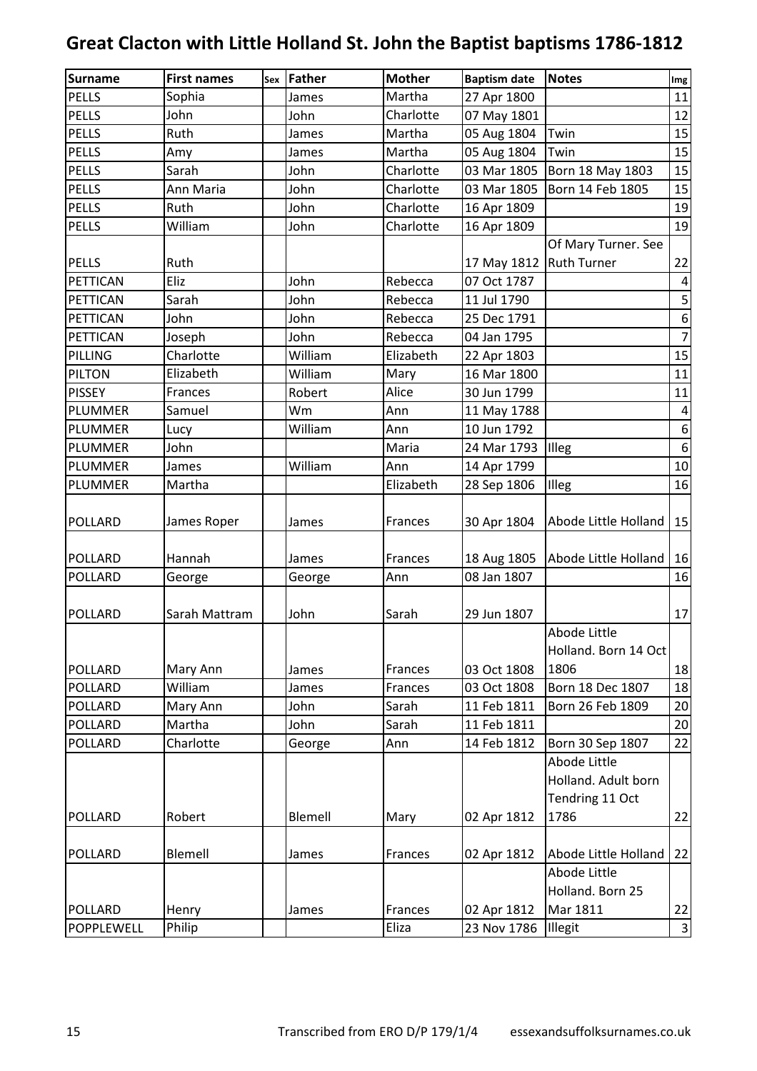# Great Clacton with Little Holland St. John the Baptist baptisms 1786-1812

| Surname | First names | Sex | Father | Mother | Baptism date | Notes | Img |
|---|---|---|---|---|---|---|---|
| PELLS | Sophia | | James | Martha | 27 Apr 1800 | | 11 |
| PELLS | John | | John | Charlotte | 07 May 1801 | | 12 |
| PELLS | Ruth | | James | Martha | 05 Aug 1804 | Twin | 15 |
| PELLS | Amy | | James | Martha | 05 Aug 1804 | Twin | 15 |
| PELLS | Sarah | | John | Charlotte | 03 Mar 1805 | Born 18 May 1803 | 15 |
| PELLS | Ann Maria | | John | Charlotte | 03 Mar 1805 | Born 14 Feb 1805 | 15 |
| PELLS | Ruth | | John | Charlotte | 16 Apr 1809 | | 19 |
| PELLS | William | | John | Charlotte | 16 Apr 1809 | | 19 |
| PELLS | Ruth | | | | 17 May 1812 | Of Mary Turner. See Ruth Turner | 22 |
| PETTICAN | Eliz | | John | Rebecca | 07 Oct 1787 | | 4 |
| PETTICAN | Sarah | | John | Rebecca | 11 Jul 1790 | | 5 |
| PETTICAN | John | | John | Rebecca | 25 Dec 1791 | | 6 |
| PETTICAN | Joseph | | John | Rebecca | 04 Jan 1795 | | 7 |
| PILLING | Charlotte | | William | Elizabeth | 22 Apr 1803 | | 15 |
| PILTON | Elizabeth | | William | Mary | 16 Mar 1800 | | 11 |
| PISSEY | Frances | | Robert | Alice | 30 Jun 1799 | | 11 |
| PLUMMER | Samuel | | Wm | Ann | 11 May 1788 | | 4 |
| PLUMMER | Lucy | | William | Ann | 10 Jun 1792 | | 6 |
| PLUMMER | John | | | Maria | 24 Mar 1793 | Illeg | 6 |
| PLUMMER | James | | William | Ann | 14 Apr 1799 | | 10 |
| PLUMMER | Martha | | | Elizabeth | 28 Sep 1806 | Illeg | 16 |
| POLLARD | James Roper | | James | Frances | 30 Apr 1804 | Abode Little Holland | 15 |
| POLLARD | Hannah | | James | Frances | 18 Aug 1805 | Abode Little Holland | 16 |
| POLLARD | George | | George | Ann | 08 Jan 1807 | | 16 |
| POLLARD | Sarah Mattram | | John | Sarah | 29 Jun 1807 | | 17 |
| POLLARD | Mary Ann | | James | Frances | 03 Oct 1808 | Abode Little Holland. Born 14 Oct 1806 | 18 |
| POLLARD | William | | James | Frances | 03 Oct 1808 | Born 18 Dec 1807 | 18 |
| POLLARD | Mary Ann | | John | Sarah | 11 Feb 1811 | Born 26 Feb 1809 | 20 |
| POLLARD | Martha | | John | Sarah | 11 Feb 1811 | | 20 |
| POLLARD | Charlotte | | George | Ann | 14 Feb 1812 | Born 30 Sep 1807 | 22 |
| POLLARD | Robert | | Blemell | Mary | 02 Apr 1812 | Abode Little Holland. Adult born Tendring 11 Oct 1786 | 22 |
| POLLARD | Blemell | | James | Frances | 02 Apr 1812 | Abode Little Holland | 22 |
| POLLARD | Henry | | James | Frances | 02 Apr 1812 | Abode Little Holland. Born 25 Mar 1811 | 22 |
| POPPLEWELL | Philip | | | Eliza | 23 Nov 1786 | Illegit | 3 |

Transcribed from ERO D/P 179/1/4 essexandsuffolksurnames.co.uk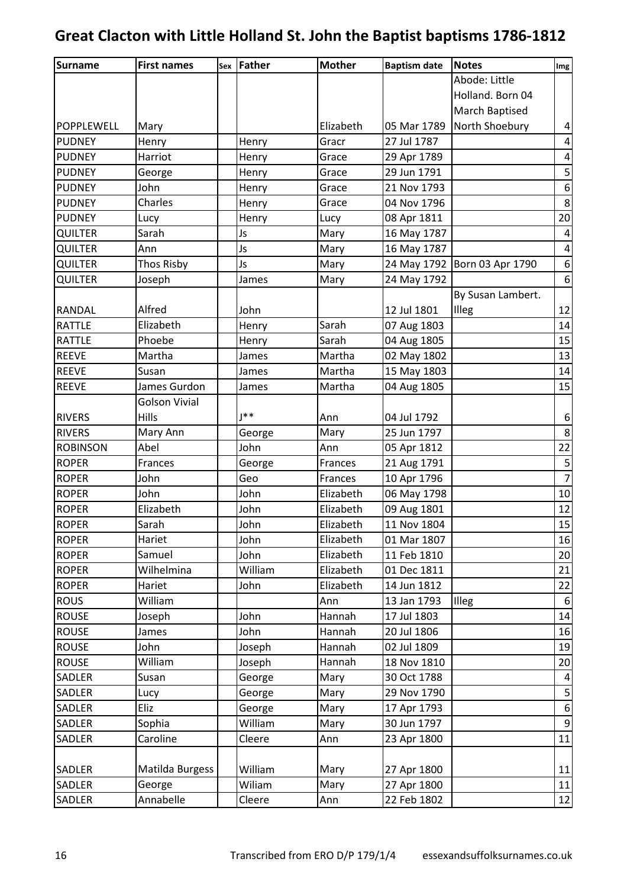# Great Clacton with Little Holland St. John the Baptist baptisms 1786-1812

| Surname | First names | Sex | Father | Mother | Baptism date | Notes | Img |
|---|---|---|---|---|---|---|---|
| POPPLEWELL | Mary | | | Elizabeth | 05 Mar 1789 | Abode: Little Holland. Born 04 March Baptised North Shoebury | 4 |
| PUDNEY | Henry | | Henry | Gracr | 27 Jul 1787 | | 4 |
| PUDNEY | Harriot | | Henry | Grace | 29 Apr 1789 | | 4 |
| PUDNEY | George | | Henry | Grace | 29 Jun 1791 | | 5 |
| PUDNEY | John | | Henry | Grace | 21 Nov 1793 | | 6 |
| PUDNEY | Charles | | Henry | Grace | 04 Nov 1796 | | 8 |
| PUDNEY | Lucy | | Henry | Lucy | 08 Apr 1811 | | 20 |
| QUILTER | Sarah | | Js | Mary | 16 May 1787 | | 4 |
| QUILTER | Ann | | Js | Mary | 16 May 1787 | | 4 |
| QUILTER | Thos Risby | | Js | Mary | 24 May 1792 | Born 03 Apr 1790 | 6 |
| QUILTER | Joseph | | James | Mary | 24 May 1792 | | 6 |
| RANDAL | Alfred | | John | | 12 Jul 1801 | By Susan Lambert. Illeg | 12 |
| RATTLE | Elizabeth | | Henry | Sarah | 07 Aug 1803 | | 14 |
| RATTLE | Phoebe | | Henry | Sarah | 04 Aug 1805 | | 15 |
| REEVE | Martha | | James | Martha | 02 May 1802 | | 13 |
| REEVE | Susan | | James | Martha | 15 May 1803 | | 14 |
| REEVE | James Gurdon | | James | Martha | 04 Aug 1805 | | 15 |
| RIVERS | Golson Vivial Hills | | J** | Ann | 04 Jul 1792 | | 6 |
| RIVERS | Mary Ann | | George | Mary | 25 Jun 1797 | | 8 |
| ROBINSON | Abel | | John | Ann | 05 Apr 1812 | | 22 |
| ROPER | Frances | | George | Frances | 21 Aug 1791 | | 5 |
| ROPER | John | | Geo | Frances | 10 Apr 1796 | | 7 |
| ROPER | John | | John | Elizabeth | 06 May 1798 | | 10 |
| ROPER | Elizabeth | | John | Elizabeth | 09 Aug 1801 | | 12 |
| ROPER | Sarah | | John | Elizabeth | 11 Nov 1804 | | 15 |
| ROPER | Hariet | | John | Elizabeth | 01 Mar 1807 | | 16 |
| ROPER | Samuel | | John | Elizabeth | 11 Feb 1810 | | 20 |
| ROPER | Wilhelmina | | William | Elizabeth | 01 Dec 1811 | | 21 |
| ROPER | Hariet | | John | Elizabeth | 14 Jun 1812 | | 22 |
| ROUS | William | | | Ann | 13 Jan 1793 | Illeg | 6 |
| ROUSE | Joseph | | John | Hannah | 17 Jul 1803 | | 14 |
| ROUSE | James | | John | Hannah | 20 Jul 1806 | | 16 |
| ROUSE | John | | Joseph | Hannah | 02 Jul 1809 | | 19 |
| ROUSE | William | | Joseph | Hannah | 18 Nov 1810 | | 20 |
| SADLER | Susan | | George | Mary | 30 Oct 1788 | | 4 |
| SADLER | Lucy | | George | Mary | 29 Nov 1790 | | 5 |
| SADLER | Eliz | | George | Mary | 17 Apr 1793 | | 6 |
| SADLER | Sophia | | William | Mary | 30 Jun 1797 | | 9 |
| SADLER | Caroline | | Cleere | Ann | 23 Apr 1800 | | 11 |
| SADLER | Matilda Burgess | | William | Mary | 27 Apr 1800 | | 11 |
| SADLER | George | | Wiliam | Mary | 27 Apr 1800 | | 11 |
| SADLER | Annabelle | | Cleere | Ann | 22 Feb 1802 | | 12 |

Transcribed from ERO D/P 179/1/4 essexandsuffolksurnames.co.uk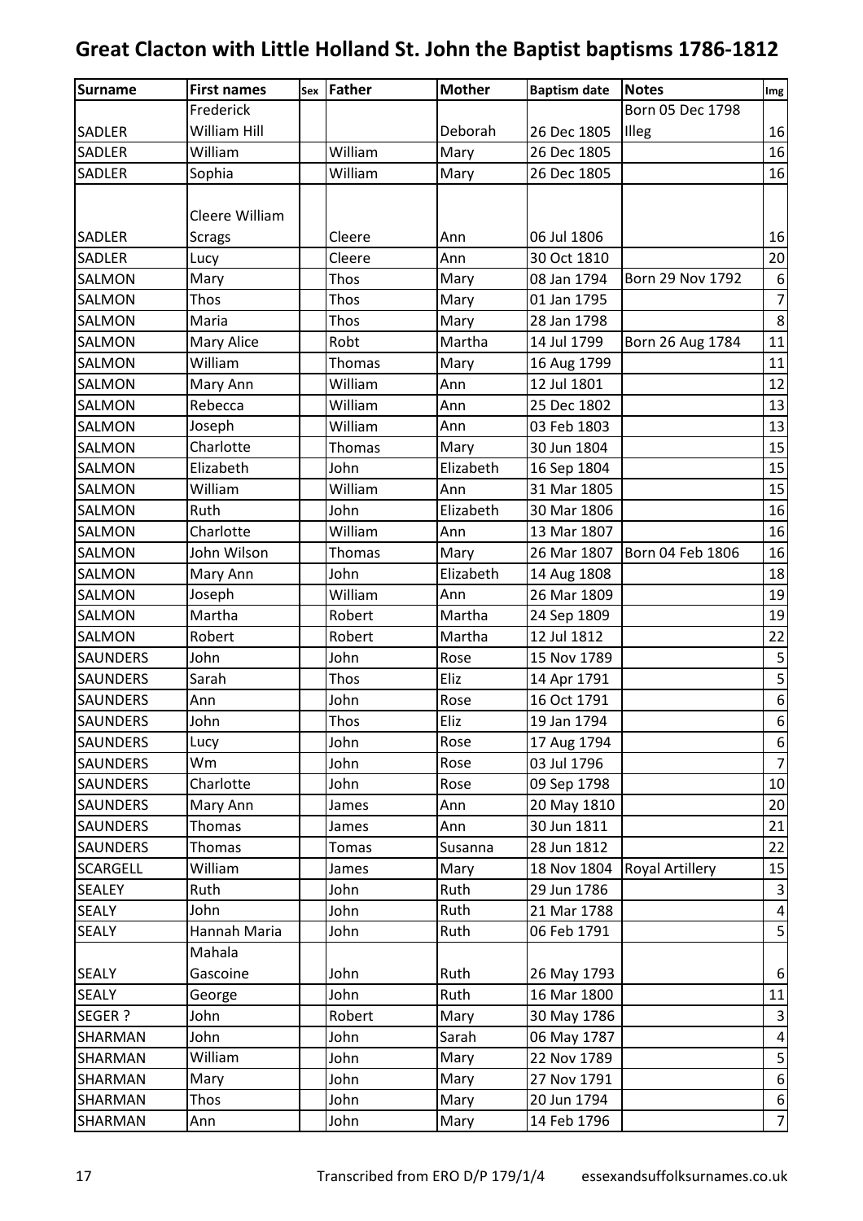# Great Clacton with Little Holland St. John the Baptist baptisms 1786-1812

| Surname | First names | Sex | Father | Mother | Baptism date | Notes | Img |
|---|---|---|---|---|---|---|---|
| SADLER | Frederick William Hill | | | Deborah | 26 Dec 1805 | Born 05 Dec 1798 Illeg | 16 |
| SADLER | William | | William | Mary | 26 Dec 1805 | | 16 |
| SADLER | Sophia | | William | Mary | 26 Dec 1805 | | 16 |
| SADLER | Cleere William Scrags | | Cleere | Ann | 06 Jul 1806 | | 16 |
| SADLER | Lucy | | Cleere | Ann | 30 Oct 1810 | | 20 |
| SALMON | Mary | | Thos | Mary | 08 Jan 1794 | Born 29 Nov 1792 | 6 |
| SALMON | Thos | | Thos | Mary | 01 Jan 1795 | | 7 |
| SALMON | Maria | | Thos | Mary | 28 Jan 1798 | | 8 |
| SALMON | Mary Alice | | Robt | Martha | 14 Jul 1799 | Born 26 Aug 1784 | 11 |
| SALMON | William | | Thomas | Mary | 16 Aug 1799 | | 11 |
| SALMON | Mary Ann | | William | Ann | 12 Jul 1801 | | 12 |
| SALMON | Rebecca | | William | Ann | 25 Dec 1802 | | 13 |
| SALMON | Joseph | | William | Ann | 03 Feb 1803 | | 13 |
| SALMON | Charlotte | | Thomas | Mary | 30 Jun 1804 | | 15 |
| SALMON | Elizabeth | | John | Elizabeth | 16 Sep 1804 | | 15 |
| SALMON | William | | William | Ann | 31 Mar 1805 | | 15 |
| SALMON | Ruth | | John | Elizabeth | 30 Mar 1806 | | 16 |
| SALMON | Charlotte | | William | Ann | 13 Mar 1807 | | 16 |
| SALMON | John Wilson | | Thomas | Mary | 26 Mar 1807 | Born 04 Feb 1806 | 16 |
| SALMON | Mary Ann | | John | Elizabeth | 14 Aug 1808 | | 18 |
| SALMON | Joseph | | William | Ann | 26 Mar 1809 | | 19 |
| SALMON | Martha | | Robert | Martha | 24 Sep 1809 | | 19 |
| SALMON | Robert | | Robert | Martha | 12 Jul 1812 | | 22 |
| SAUNDERS | John | | John | Rose | 15 Nov 1789 | | 5 |
| SAUNDERS | Sarah | | Thos | Eliz | 14 Apr 1791 | | 5 |
| SAUNDERS | Ann | | John | Rose | 16 Oct 1791 | | 6 |
| SAUNDERS | John | | Thos | Eliz | 19 Jan 1794 | | 6 |
| SAUNDERS | Lucy | | John | Rose | 17 Aug 1794 | | 6 |
| SAUNDERS | Wm | | John | Rose | 03 Jul 1796 | | 7 |
| SAUNDERS | Charlotte | | John | Rose | 09 Sep 1798 | | 10 |
| SAUNDERS | Mary Ann | | James | Ann | 20 May 1810 | | 20 |
| SAUNDERS | Thomas | | James | Ann | 30 Jun 1811 | | 21 |
| SAUNDERS | Thomas | | Tomas | Susanna | 28 Jun 1812 | | 22 |
| SCARGELL | William | | James | Mary | 18 Nov 1804 | Royal Artillery | 15 |
| SEALEY | Ruth | | John | Ruth | 29 Jun 1786 | | 3 |
| SEALY | John | | John | Ruth | 21 Mar 1788 | | 4 |
| SEALY | Hannah Maria | | John | Ruth | 06 Feb 1791 | | 5 |
| SEALY | Mahala Gascoine | | John | Ruth | 26 May 1793 | | 6 |
| SEALY | George | | John | Ruth | 16 Mar 1800 | | 11 |
| SEGER ? | John | | Robert | Mary | 30 May 1786 | | 3 |
| SHARMAN | John | | John | Sarah | 06 May 1787 | | 4 |
| SHARMAN | William | | John | Mary | 22 Nov 1789 | | 5 |
| SHARMAN | Mary | | John | Mary | 27 Nov 1791 | | 6 |
| SHARMAN | Thos | | John | Mary | 20 Jun 1794 | | 6 |
| SHARMAN | Ann | | John | Mary | 14 Feb 1796 | | 7 |

Transcribed from ERO D/P 179/1/4 essexandsuffolksurnames.co.uk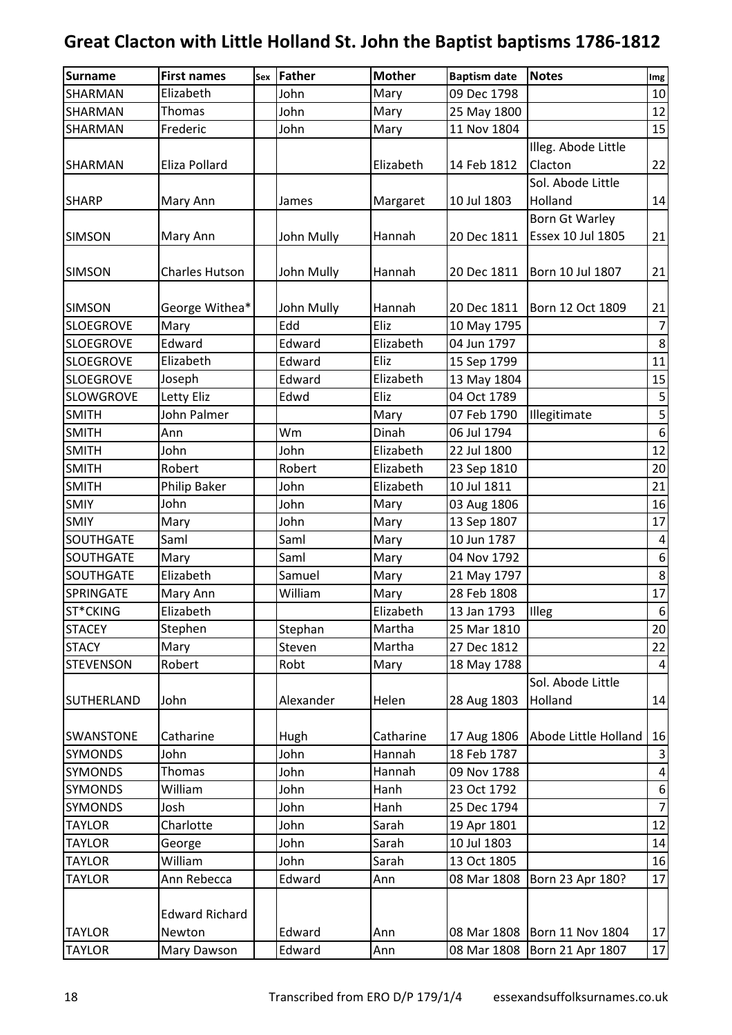# Great Clacton with Little Holland St. John the Baptist baptisms 1786-1812

| Surname | First names | Sex | Father | Mother | Baptism date | Notes | Img |
|---|---|---|---|---|---|---|---|
| SHARMAN | Elizabeth | | John | Mary | 09 Dec 1798 | | 10 |
| SHARMAN | Thomas | | John | Mary | 25 May 1800 | | 12 |
| SHARMAN | Frederic | | John | Mary | 11 Nov 1804 | | 15 |
| SHARMAN | Eliza Pollard | | | Elizabeth | 14 Feb 1812 | Illeg. Abode Little Clacton | 22 |
| SHARP | Mary Ann | | James | Margaret | 10 Jul 1803 | Sol. Abode Little Holland | 14 |
| SIMSON | Mary Ann | | John Mully | Hannah | 20 Dec 1811 | Born Gt Warley Essex 10 Jul 1805 | 21 |
| SIMSON | Charles Hutson | | John Mully | Hannah | 20 Dec 1811 | Born 10 Jul 1807 | 21 |
| SIMSON | George Withea* | | John Mully | Hannah | 20 Dec 1811 | Born 12 Oct 1809 | 21 |
| SLOEGROVE | Mary | | Edd | Eliz | 10 May 1795 | | 7 |
| SLOEGROVE | Edward | | Edward | Elizabeth | 04 Jun 1797 | | 8 |
| SLOEGROVE | Elizabeth | | Edward | Eliz | 15 Sep 1799 | | 11 |
| SLOEGROVE | Joseph | | Edward | Elizabeth | 13 May 1804 | | 15 |
| SLOWGROVE | Letty Eliz | | Edwd | Eliz | 04 Oct 1789 | | 5 |
| SMITH | John Palmer | | | Mary | 07 Feb 1790 | Illegitimate | 5 |
| SMITH | Ann | | Wm | Dinah | 06 Jul 1794 | | 6 |
| SMITH | John | | John | Elizabeth | 22 Jul 1800 | | 12 |
| SMITH | Robert | | Robert | Elizabeth | 23 Sep 1810 | | 20 |
| SMITH | Philip Baker | | John | Elizabeth | 10 Jul 1811 | | 21 |
| SMIY | John | | John | Mary | 03 Aug 1806 | | 16 |
| SMIY | Mary | | John | Mary | 13 Sep 1807 | | 17 |
| SOUTHGATE | Saml | | Saml | Mary | 10 Jun 1787 | | 4 |
| SOUTHGATE | Mary | | Saml | Mary | 04 Nov 1792 | | 6 |
| SOUTHGATE | Elizabeth | | Samuel | Mary | 21 May 1797 | | 8 |
| SPRINGATE | Mary Ann | | William | Mary | 28 Feb 1808 | | 17 |
| ST*CKING | Elizabeth | | | Elizabeth | 13 Jan 1793 | Illeg | 6 |
| STACEY | Stephen | | Stephan | Martha | 25 Mar 1810 | | 20 |
| STACY | Mary | | Steven | Martha | 27 Dec 1812 | | 22 |
| STEVENSON | Robert | | Robt | Mary | 18 May 1788 | | 4 |
| SUTHERLAND | John | | Alexander | Helen | 28 Aug 1803 | Sol. Abode Little Holland | 14 |
| SWANSTONE | Catharine | | Hugh | Catharine | 17 Aug 1806 | Abode Little Holland | 16 |
| SYMONDS | John | | John | Hannah | 18 Feb 1787 | | 3 |
| SYMONDS | Thomas | | John | Hannah | 09 Nov 1788 | | 4 |
| SYMONDS | William | | John | Hanh | 23 Oct 1792 | | 6 |
| SYMONDS | Josh | | John | Hanh | 25 Dec 1794 | | 7 |
| TAYLOR | Charlotte | | John | Sarah | 19 Apr 1801 | | 12 |
| TAYLOR | George | | John | Sarah | 10 Jul 1803 | | 14 |
| TAYLOR | William | | John | Sarah | 13 Oct 1805 | | 16 |
| TAYLOR | Ann Rebecca | | Edward | Ann | 08 Mar 1808 | Born 23 Apr 180? | 17 |
| TAYLOR | Edward Richard Newton | | Edward | Ann | 08 Mar 1808 | Born 11 Nov 1804 | 17 |
| TAYLOR | Mary Dawson | | Edward | Ann | 08 Mar 1808 | Born 21 Apr 1807 | 17 |

Transcribed from ERO D/P 179/1/4 essexandsuffolksurnames.co.uk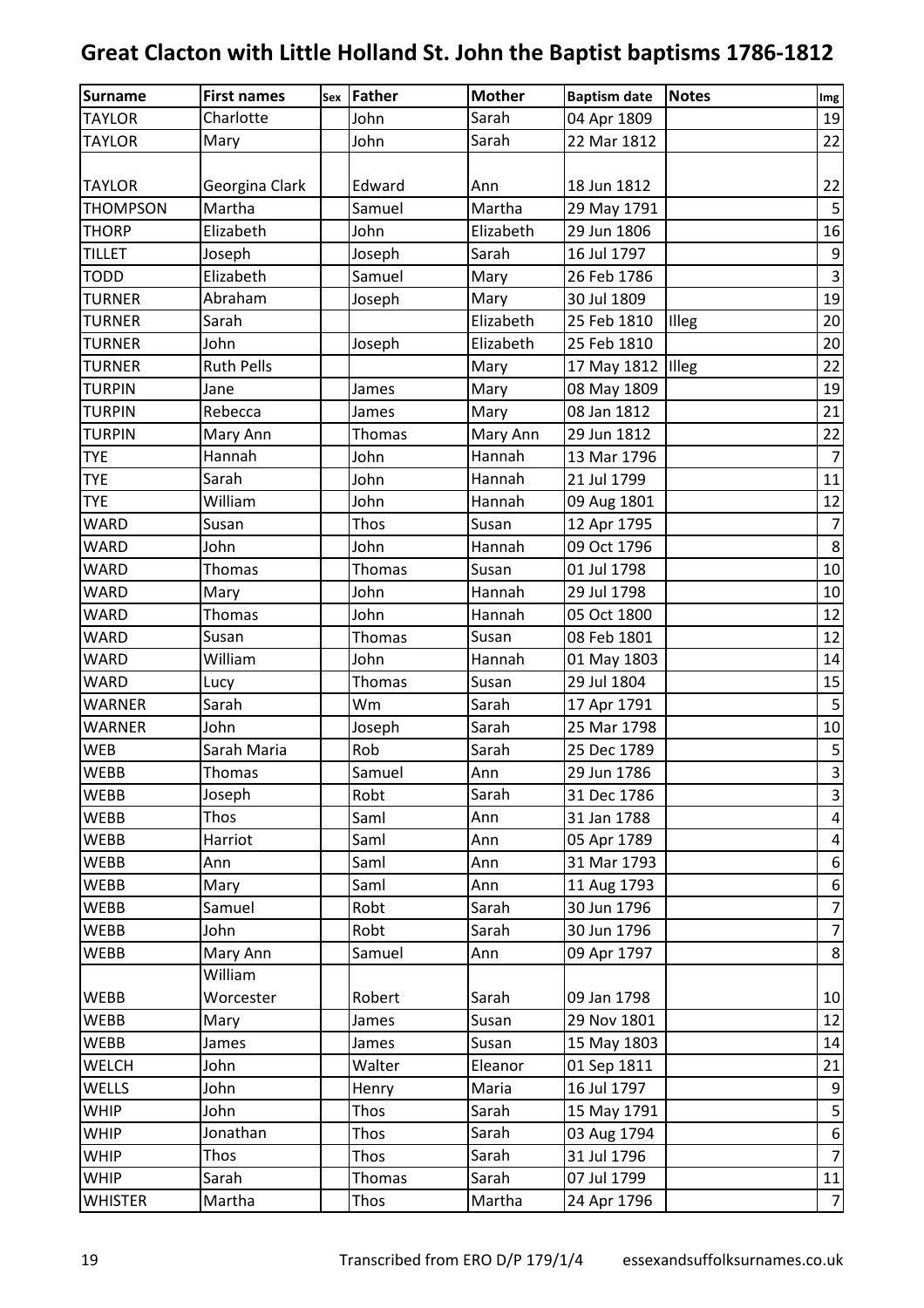# Great Clacton with Little Holland St. John the Baptist baptisms 1786-1812

| Surname | First names | Sex | Father | Mother | Baptism date | Notes | Img |
|---|---|---|---|---|---|---|---|
| TAYLOR | Charlotte | | John | Sarah | 04 Apr 1809 | | 19 |
| TAYLOR | Mary | | John | Sarah | 22 Mar 1812 | | 22 |
| TAYLOR | Georgina Clark | | Edward | Ann | 18 Jun 1812 | | 22 |
| THOMPSON | Martha | | Samuel | Martha | 29 May 1791 | | 5 |
| THORP | Elizabeth | | John | Elizabeth | 29 Jun 1806 | | 16 |
| TILLET | Joseph | | Joseph | Sarah | 16 Jul 1797 | | 9 |
| TODD | Elizabeth | | Samuel | Mary | 26 Feb 1786 | | 3 |
| TURNER | Abraham | | Joseph | Mary | 30 Jul 1809 | | 19 |
| TURNER | Sarah | | | Elizabeth | 25 Feb 1810 | Illeg | 20 |
| TURNER | John | | Joseph | Elizabeth | 25 Feb 1810 | | 20 |
| TURNER | Ruth Pells | | | Mary | 17 May 1812 | Illeg | 22 |
| TURPIN | Jane | | James | Mary | 08 May 1809 | | 19 |
| TURPIN | Rebecca | | James | Mary | 08 Jan 1812 | | 21 |
| TURPIN | Mary Ann | | Thomas | Mary Ann | 29 Jun 1812 | | 22 |
| TYE | Hannah | | John | Hannah | 13 Mar 1796 | | 7 |
| TYE | Sarah | | John | Hannah | 21 Jul 1799 | | 11 |
| TYE | William | | John | Hannah | 09 Aug 1801 | | 12 |
| WARD | Susan | | Thos | Susan | 12 Apr 1795 | | 7 |
| WARD | John | | John | Hannah | 09 Oct 1796 | | 8 |
| WARD | Thomas | | Thomas | Susan | 01 Jul 1798 | | 10 |
| WARD | Mary | | John | Hannah | 29 Jul 1798 | | 10 |
| WARD | Thomas | | John | Hannah | 05 Oct 1800 | | 12 |
| WARD | Susan | | Thomas | Susan | 08 Feb 1801 | | 12 |
| WARD | William | | John | Hannah | 01 May 1803 | | 14 |
| WARD | Lucy | | Thomas | Susan | 29 Jul 1804 | | 15 |
| WARNER | Sarah | | Wm | Sarah | 17 Apr 1791 | | 5 |
| WARNER | John | | Joseph | Sarah | 25 Mar 1798 | | 10 |
| WEB | Sarah Maria | | Rob | Sarah | 25 Dec 1789 | | 5 |
| WEBB | Thomas | | Samuel | Ann | 29 Jun 1786 | | 3 |
| WEBB | Joseph | | Robt | Sarah | 31 Dec 1786 | | 3 |
| WEBB | Thos | | Saml | Ann | 31 Jan 1788 | | 4 |
| WEBB | Harriot | | Saml | Ann | 05 Apr 1789 | | 4 |
| WEBB | Ann | | Saml | Ann | 31 Mar 1793 | | 6 |
| WEBB | Mary | | Saml | Ann | 11 Aug 1793 | | 6 |
| WEBB | Samuel | | Robt | Sarah | 30 Jun 1796 | | 7 |
| WEBB | John | | Robt | Sarah | 30 Jun 1796 | | 7 |
| WEBB | Mary Ann | | Samuel | Ann | 09 Apr 1797 | | 8 |
| WEBB | William Worcester | | Robert | Sarah | 09 Jan 1798 | | 10 |
| WEBB | Mary | | James | Susan | 29 Nov 1801 | | 12 |
| WEBB | James | | James | Susan | 15 May 1803 | | 14 |
| WELCH | John | | Walter | Eleanor | 01 Sep 1811 | | 21 |
| WELLS | John | | Henry | Maria | 16 Jul 1797 | | 9 |
| WHIP | John | | Thos | Sarah | 15 May 1791 | | 5 |
| WHIP | Jonathan | | Thos | Sarah | 03 Aug 1794 | | 6 |
| WHIP | Thos | | Thos | Sarah | 31 Jul 1796 | | 7 |
| WHIP | Sarah | | Thomas | Sarah | 07 Jul 1799 | | 11 |
| WHISTER | Martha | | Thos | Martha | 24 Apr 1796 | | 7 |

Transcribed from ERO D/P 179/1/4 essexandsuffolksurnames.co.uk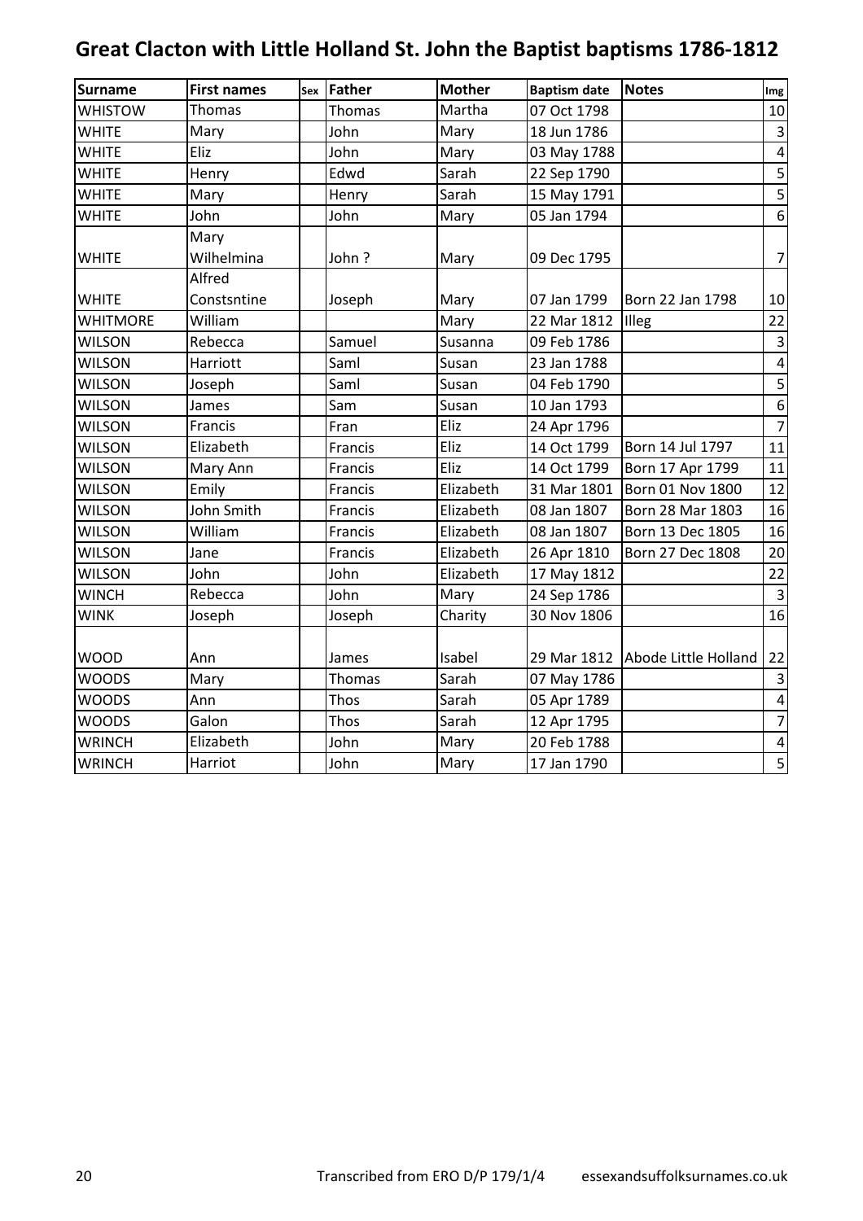# Great Clacton with Little Holland St. John the Baptist baptisms 1786-1812

| Surname | First names | Sex | Father | Mother | Baptism date | Notes | Img |
|---|---|---|---|---|---|---|---|
| WHISTOW | Thomas | | Thomas | Martha | 07 Oct 1798 | | 10 |
| WHITE | Mary | | John | Mary | 18 Jun 1786 | | 3 |
| WHITE | Eliz | | John | Mary | 03 May 1788 | | 4 |
| WHITE | Henry | | Edwd | Sarah | 22 Sep 1790 | | 5 |
| WHITE | Mary | | Henry | Sarah | 15 May 1791 | | 5 |
| WHITE | John | | John | Mary | 05 Jan 1794 | | 6 |
| WHITE | Mary Wilhelmina | | John ? | Mary | 09 Dec 1795 | | 7 |
| WHITE | Alfred Constsntine | | Joseph | Mary | 07 Jan 1799 | Born 22 Jan 1798 | 10 |
| WHITMORE | William | | | Mary | 22 Mar 1812 | Illeg | 22 |
| WILSON | Rebecca | | Samuel | Susanna | 09 Feb 1786 | | 3 |
| WILSON | Harriott | | Saml | Susan | 23 Jan 1788 | | 4 |
| WILSON | Joseph | | Saml | Susan | 04 Feb 1790 | | 5 |
| WILSON | James | | Sam | Susan | 10 Jan 1793 | | 6 |
| WILSON | Francis | | Fran | Eliz | 24 Apr 1796 | | 7 |
| WILSON | Elizabeth | | Francis | Eliz | 14 Oct 1799 | Born 14 Jul 1797 | 11 |
| WILSON | Mary Ann | | Francis | Eliz | 14 Oct 1799 | Born 17 Apr 1799 | 11 |
| WILSON | Emily | | Francis | Elizabeth | 31 Mar 1801 | Born 01 Nov 1800 | 12 |
| WILSON | John Smith | | Francis | Elizabeth | 08 Jan 1807 | Born 28 Mar 1803 | 16 |
| WILSON | William | | Francis | Elizabeth | 08 Jan 1807 | Born 13 Dec 1805 | 16 |
| WILSON | Jane | | Francis | Elizabeth | 26 Apr 1810 | Born 27 Dec 1808 | 20 |
| WILSON | John | | John | Elizabeth | 17 May 1812 | | 22 |
| WINCH | Rebecca | | John | Mary | 24 Sep 1786 | | 3 |
| WINK | Joseph | | Joseph | Charity | 30 Nov 1806 | | 16 |
| WOOD | Ann | | James | Isabel | 29 Mar 1812 | Abode Little Holland | 22 |
| WOODS | Mary | | Thomas | Sarah | 07 May 1786 | | 3 |
| WOODS | Ann | | Thos | Sarah | 05 Apr 1789 | | 4 |
| WOODS | Galon | | Thos | Sarah | 12 Apr 1795 | | 7 |
| WRINCH | Elizabeth | | John | Mary | 20 Feb 1788 | | 4 |
| WRINCH | Harriot | | John | Mary | 17 Jan 1790 | | 5 |

Transcribed from ERO D/P 179/1/4 essexandsuffolksurnames.co.uk